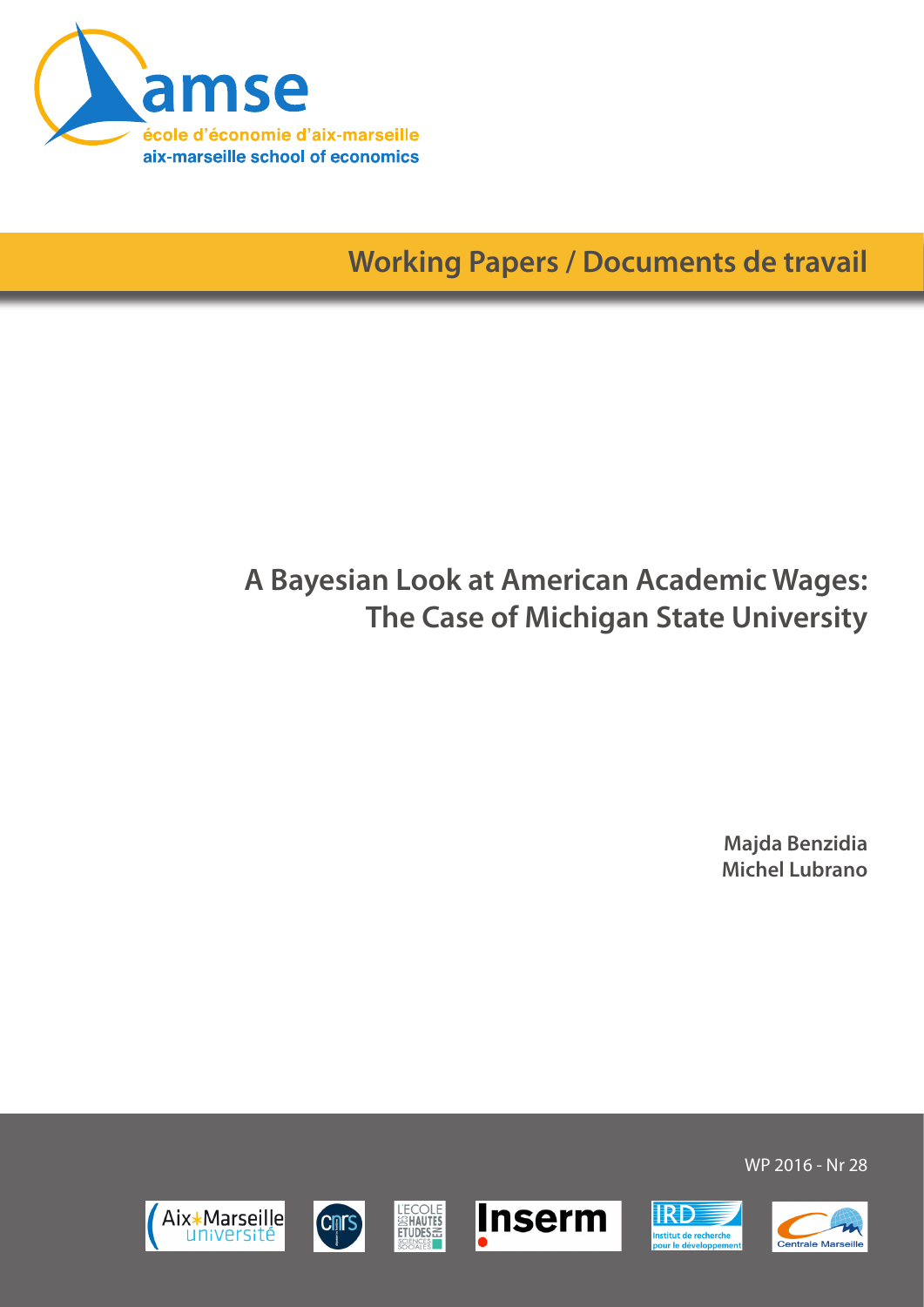amse

école d'économie d'aix-marseille

aix-marseille school of economics

Working Papers / Documents de travail

# A Bayesian Look at American Academic Wages: The Case of Michigan State University

**Majda Benzidia**
**Michel Lubrano**

WP 2016 - Nr 28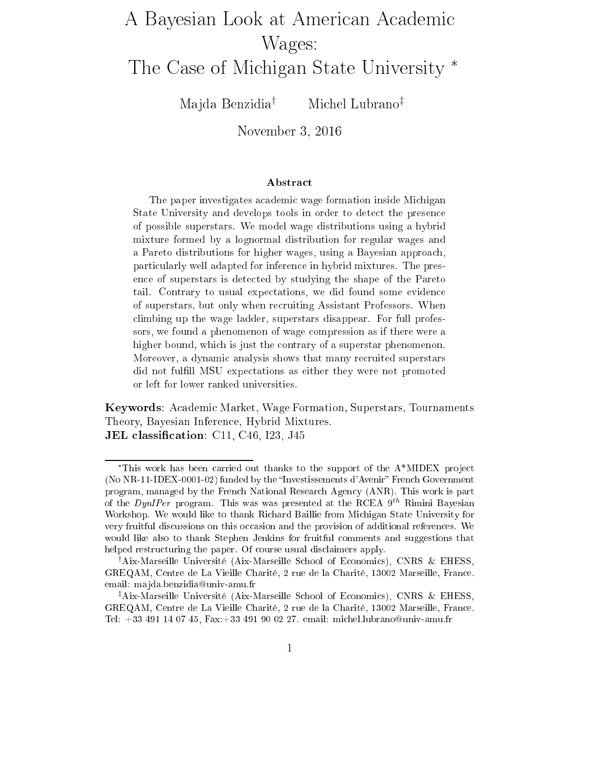# A Bayesian Look at American Academic Wages: The Case of Michigan State University *

Majda Benzidia[†] Michel Lubrano[‡]

November 3, 2016

### Abstract

The paper investigates academic wage formation inside Michigan State University and develops tools in order to detect the presence of possible superstars. We model wage distributions using a hybrid mixture formed by a lognormal distribution for regular wages and a Pareto distributions for higher wages, using a Bayesian approach, particularly well adapted for inference in hybrid mixtures. The presence of superstars is detected by studying the shape of the Pareto tail. Contrary to usual expectations, we did found some evidence of superstars, but only when recruiting Assistant Professors. When climbing up the wage ladder, superstars disappear. For full professors, we found a phenomenon of wage compression as if there were a higher bound, which is just the contrary of a superstar phenomenon. Moreover, a dynamic analysis shows that many recruited superstars did not fulfill MSU expectations as either they were not promoted or left for lower ranked universities.

**Keywords**: Academic Market, Wage Formation, Superstars, Tournaments Theory, Bayesian Inference, Hybrid Mixtures.
**JEL classification**: C11, C46, I23, J45

---

*This work has been carried out thanks to the support of the A*MIDEX project (No NR-11-IDEX-0001-02) funded by the "Investissements d'Avenir" French Government program, managed by the French National Research Agency (ANR). This work is part of the *DynIPer* program. This was was presented at the RCEA $9^{th}$ Rimini Bayesian Workshop. We would like to thank Richard Baillie from Michigan State University for very fruitful discussions on this occasion and the provision of additional references. We would like also to thank Stephen Jenkins for fruitful comments and suggestions that helped restructuring the paper. Of course usual disclaimers apply.

[†]Aix-Marseille Université (Aix-Marseille School of Economics), CNRS & EHESS, GREQAM, Centre de La Vieille Charité, 2 rue de la Charité, 13002 Marseille, France. email: majda.benzidia@univ-amu.fr

[‡]Aix-Marseille Université (Aix-Marseille School of Economics), CNRS & EHESS, GREQAM, Centre de La Vieille Charité, 2 rue de la Charité, 13002 Marseille, France. Tel: +33 491 14 07 45, Fax:+33 491 90 02 27. email: michel.lubrano@univ-amu.fr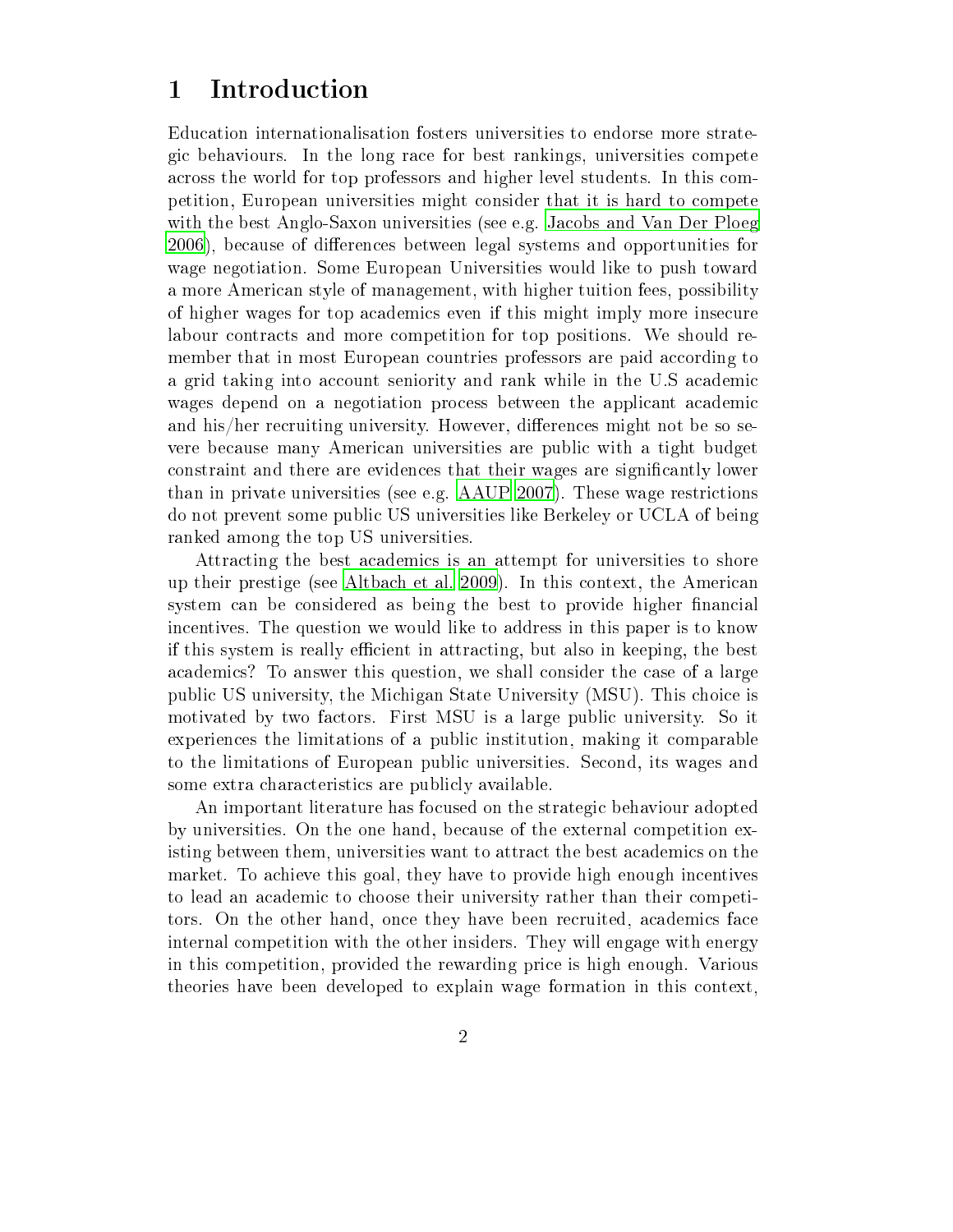# 1 Introduction

Education internationalisation fosters universities to endorse more strategic behaviours. In the long race for best rankings, universities compete across the world for top professors and higher level students. In this competition, European universities might consider that it is hard to compete with the best Anglo-Saxon universities (see e.g. Jacobs and Van Der Ploeg 2006), because of differences between legal systems and opportunities for wage negotiation. Some European Universities would like to push toward a more American style of management, with higher tuition fees, possibility of higher wages for top academics even if this might imply more insecure labour contracts and more competition for top positions. We should remember that in most European countries professors are paid according to a grid taking into account seniority and rank while in the U.S academic wages depend on a negotiation process between the applicant academic and his/her recruiting university. However, differences might not be so severe because many American universities are public with a tight budget constraint and there are evidences that their wages are significantly lower than in private universities (see e.g. AAUP 2007). These wage restrictions do not prevent some public US universities like Berkeley or UCLA of being ranked among the top US universities.

Attracting the best academics is an attempt for universities to shore up their prestige (see Altbach et al. 2009). In this context, the American system can be considered as being the best to provide higher financial incentives. The question we would like to address in this paper is to know if this system is really efficient in attracting, but also in keeping, the best academics? To answer this question, we shall consider the case of a large public US university, the Michigan State University (MSU). This choice is motivated by two factors. First MSU is a large public university. So it experiences the limitations of a public institution, making it comparable to the limitations of European public universities. Second, its wages and some extra characteristics are publicly available.

An important literature has focused on the strategic behaviour adopted by universities. On the one hand, because of the external competition existing between them, universities want to attract the best academics on the market. To achieve this goal, they have to provide high enough incentives to lead an academic to choose their university rather than their competitors. On the other hand, once they have been recruited, academics face internal competition with the other insiders. They will engage with energy in this competition, provided the rewarding price is high enough. Various theories have been developed to explain wage formation in this context,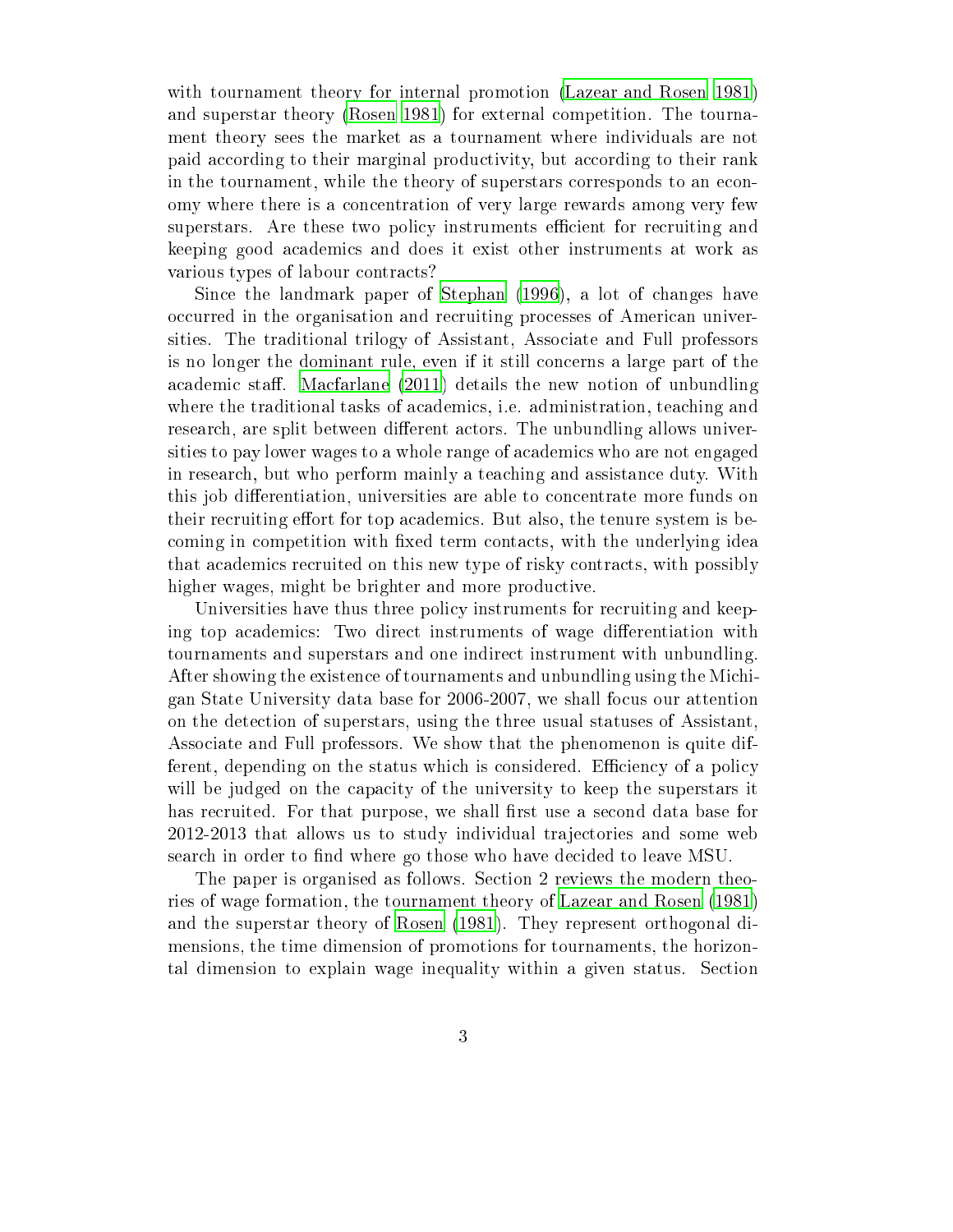with tournament theory for internal promotion (Lazear and Rosen 1981) and superstar theory (Rosen 1981) for external competition. The tournament theory sees the market as a tournament where individuals are not paid according to their marginal productivity, but according to their rank in the tournament, while the theory of superstars corresponds to an economy where there is a concentration of very large rewards among very few superstars. Are these two policy instruments efficient for recruiting and keeping good academics and does it exist other instruments at work as various types of labour contracts?

Since the landmark paper of Stephan (1996), a lot of changes have occurred in the organisation and recruiting processes of American universities. The traditional trilogy of Assistant, Associate and Full professors is no longer the dominant rule, even if it still concerns a large part of the academic staff. Macfarlane (2011) details the new notion of unbundling where the traditional tasks of academics, i.e. administration, teaching and research, are split between different actors. The unbundling allows universities to pay lower wages to a whole range of academics who are not engaged in research, but who perform mainly a teaching and assistance duty. With this job differentiation, universities are able to concentrate more funds on their recruiting effort for top academics. But also, the tenure system is becoming in competition with fixed term contacts, with the underlying idea that academics recruited on this new type of risky contracts, with possibly higher wages, might be brighter and more productive.

Universities have thus three policy instruments for recruiting and keeping top academics: Two direct instruments of wage differentiation with tournaments and superstars and one indirect instrument with unbundling. After showing the existence of tournaments and unbundling using the Michigan State University data base for 2006-2007, we shall focus our attention on the detection of superstars, using the three usual statuses of Assistant, Associate and Full professors. We show that the phenomenon is quite different, depending on the status which is considered. Efficiency of a policy will be judged on the capacity of the university to keep the superstars it has recruited. For that purpose, we shall first use a second data base for 2012-2013 that allows us to study individual trajectories and some web search in order to find where go those who have decided to leave MSU.

The paper is organised as follows. Section 2 reviews the modern theories of wage formation, the tournament theory of Lazear and Rosen (1981) and the superstar theory of Rosen (1981). They represent orthogonal dimensions, the time dimension of promotions for tournaments, the horizontal dimension to explain wage inequality within a given status. Section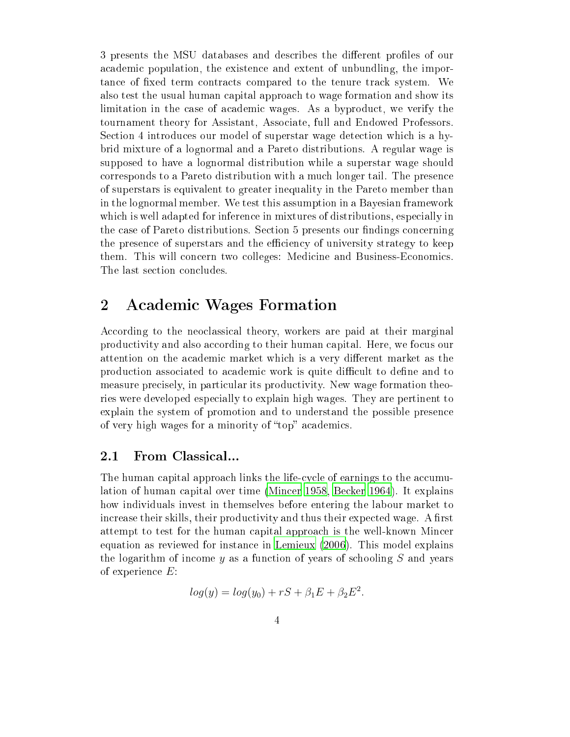3 presents the MSU databases and describes the different profiles of our academic population, the existence and extent of unbundling, the importance of fixed term contracts compared to the tenure track system. We also test the usual human capital approach to wage formation and show its limitation in the case of academic wages. As a byproduct, we verify the tournament theory for Assistant, Associate, full and Endowed Professors. Section 4 introduces our model of superstar wage detection which is a hybrid mixture of a lognormal and a Pareto distributions. A regular wage is supposed to have a lognormal distribution while a superstar wage should corresponds to a Pareto distribution with a much longer tail. The presence of superstars is equivalent to greater inequality in the Pareto member than in the lognormal member. We test this assumption in a Bayesian framework which is well adapted for inference in mixtures of distributions, especially in the case of Pareto distributions. Section 5 presents our findings concerning the presence of superstars and the efficiency of university strategy to keep them. This will concern two colleges: Medicine and Business-Economics. The last section concludes.

## 2 Academic Wages Formation

According to the neoclassical theory, workers are paid at their marginal productivity and also according to their human capital. Here, we focus our attention on the academic market which is a very different market as the production associated to academic work is quite difficult to define and to measure precisely, in particular its productivity. New wage formation theories were developed especially to explain high wages. They are pertinent to explain the system of promotion and to understand the possible presence of very high wages for a minority of "top" academics.

### 2.1 From Classical...

The human capital approach links the life-cycle of earnings to the accumulation of human capital over time (Mincer 1958, Becker 1964). It explains how individuals invest in themselves before entering the labour market to increase their skills, their productivity and thus their expected wage. A first attempt to test for the human capital approach is the well-known Mincer equation as reviewed for instance in Lemieux (2006). This model explains the logarithm of income $y$ as a function of years of schooling $S$ and years of experience $E$:

$$log(y) = log(y_0) + rS + \beta_1 E + \beta_2 E^2.$$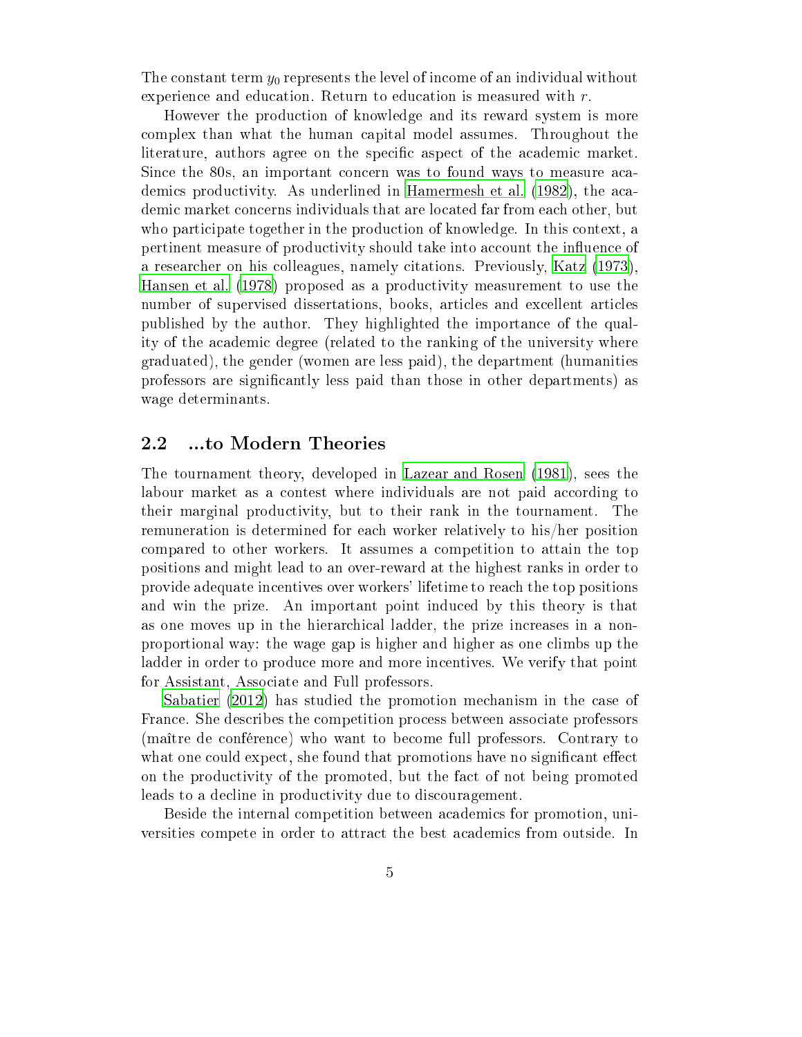The constant term $y_0$ represents the level of income of an individual without experience and education. Return to education is measured with $r$.

However the production of knowledge and its reward system is more complex than what the human capital model assumes. Throughout the literature, authors agree on the specific aspect of the academic market. Since the 80s, an important concern was to found ways to measure academics productivity. As underlined in Hamermesh et al. (1982), the academic market concerns individuals that are located far from each other, but who participate together in the production of knowledge. In this context, a pertinent measure of productivity should take into account the influence of a researcher on his colleagues, namely citations. Previously, Katz (1973), Hansen et al. (1978) proposed as a productivity measurement to use the number of supervised dissertations, books, articles and excellent articles published by the author. They highlighted the importance of the quality of the academic degree (related to the ranking of the university where graduated), the gender (women are less paid), the department (humanities professors are significantly less paid than those in other departments) as wage determinants.

## 2.2 ...to Modern Theories

The tournament theory, developed in Lazear and Rosen (1981), sees the labour market as a contest where individuals are not paid according to their marginal productivity, but to their rank in the tournament. The remuneration is determined for each worker relatively to his/her position compared to other workers. It assumes a competition to attain the top positions and might lead to an over-reward at the highest ranks in order to provide adequate incentives over workers' lifetime to reach the top positions and win the prize. An important point induced by this theory is that as one moves up in the hierarchical ladder, the prize increases in a non-proportional way: the wage gap is higher and higher as one climbs up the ladder in order to produce more and more incentives. We verify that point for Assistant, Associate and Full professors.

Sabatier (2012) has studied the promotion mechanism in the case of France. She describes the competition process between associate professors (maître de conférence) who want to become full professors. Contrary to what one could expect, she found that promotions have no significant effect on the productivity of the promoted, but the fact of not being promoted leads to a decline in productivity due to discouragement.

Beside the internal competition between academics for promotion, universities compete in order to attract the best academics from outside. In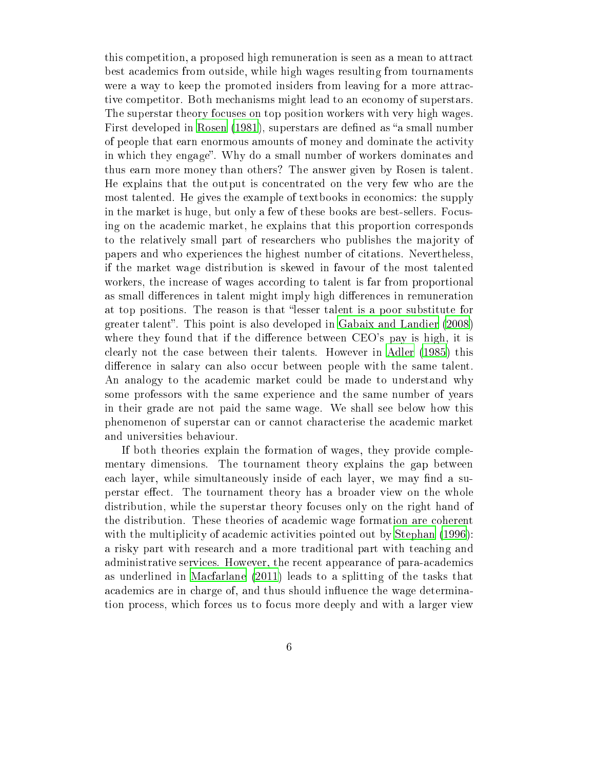this competition, a proposed high remuneration is seen as a mean to attract best academics from outside, while high wages resulting from tournaments were a way to keep the promoted insiders from leaving for a more attractive competitor. Both mechanisms might lead to an economy of superstars. The superstar theory focuses on top position workers with very high wages. First developed in Rosen (1981), superstars are defined as "a small number of people that earn enormous amounts of money and dominate the activity in which they engage". Why do a small number of workers dominates and thus earn more money than others? The answer given by Rosen is talent. He explains that the output is concentrated on the very few who are the most talented. He gives the example of textbooks in economics: the supply in the market is huge, but only a few of these books are best-sellers. Focusing on the academic market, he explains that this proportion corresponds to the relatively small part of researchers who publishes the majority of papers and who experiences the highest number of citations. Nevertheless, if the market wage distribution is skewed in favour of the most talented workers, the increase of wages according to talent is far from proportional as small differences in talent might imply high differences in remuneration at top positions. The reason is that "lesser talent is a poor substitute for greater talent". This point is also developed in Gabaix and Landier (2008) where they found that if the difference between CEO's pay is high, it is clearly not the case between their talents. However in Adler (1985) this difference in salary can also occur between people with the same talent. An analogy to the academic market could be made to understand why some professors with the same experience and the same number of years in their grade are not paid the same wage. We shall see below how this phenomenon of superstar can or cannot characterise the academic market and universities behaviour.

If both theories explain the formation of wages, they provide complementary dimensions. The tournament theory explains the gap between each layer, while simultaneously inside of each layer, we may find a superstar effect. The tournament theory has a broader view on the whole distribution, while the superstar theory focuses only on the right hand of the distribution. These theories of academic wage formation are coherent with the multiplicity of academic activities pointed out by Stephan (1996): a risky part with research and a more traditional part with teaching and administrative services. However, the recent appearance of para-academics as underlined in Macfarlane (2011) leads to a splitting of the tasks that academics are in charge of, and thus should influence the wage determination process, which forces us to focus more deeply and with a larger view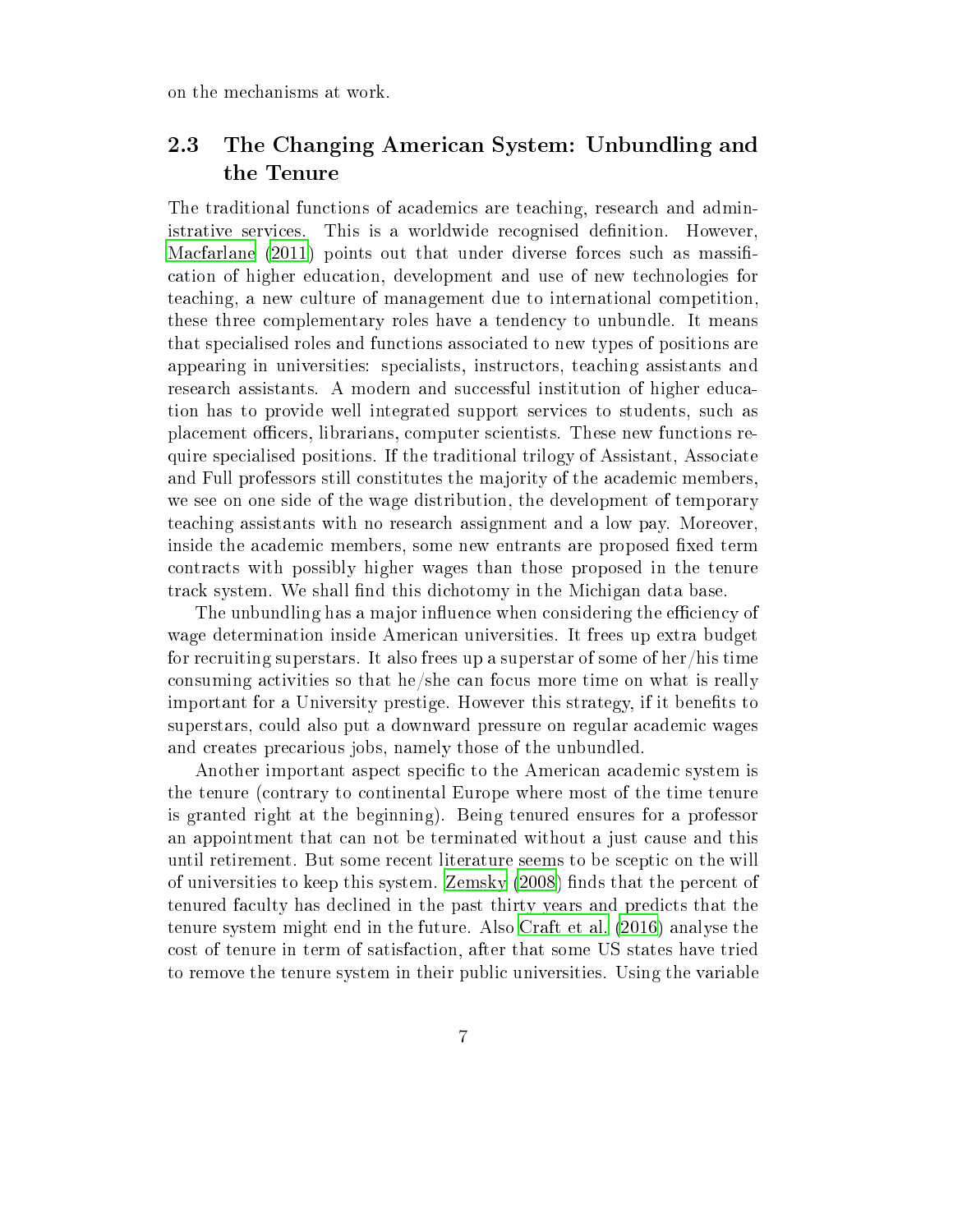on the mechanisms at work.

## 2.3 The Changing American System: Unbundling and the Tenure

The traditional functions of academics are teaching, research and administrative services. This is a worldwide recognised definition. However, Macfarlane (2011) points out that under diverse forces such as massification of higher education, development and use of new technologies for teaching, a new culture of management due to international competition, these three complementary roles have a tendency to unbundle. It means that specialised roles and functions associated to new types of positions are appearing in universities: specialists, instructors, teaching assistants and research assistants. A modern and successful institution of higher education has to provide well integrated support services to students, such as placement officers, librarians, computer scientists. These new functions require specialised positions. If the traditional trilogy of Assistant, Associate and Full professors still constitutes the majority of the academic members, we see on one side of the wage distribution, the development of temporary teaching assistants with no research assignment and a low pay. Moreover, inside the academic members, some new entrants are proposed fixed term contracts with possibly higher wages than those proposed in the tenure track system. We shall find this dichotomy in the Michigan data base.

The unbundling has a major influence when considering the efficiency of wage determination inside American universities. It frees up extra budget for recruiting superstars. It also frees up a superstar of some of her/his time consuming activities so that he/she can focus more time on what is really important for a University prestige. However this strategy, if it benefits to superstars, could also put a downward pressure on regular academic wages and creates precarious jobs, namely those of the unbundled.

Another important aspect specific to the American academic system is the tenure (contrary to continental Europe where most of the time tenure is granted right at the beginning). Being tenured ensures for a professor an appointment that can not be terminated without a just cause and this until retirement. But some recent literature seems to be sceptic on the will of universities to keep this system. Zemsky (2008) finds that the percent of tenured faculty has declined in the past thirty years and predicts that the tenure system might end in the future. Also Craft et al. (2016) analyse the cost of tenure in term of satisfaction, after that some US states have tried to remove the tenure system in their public universities. Using the variable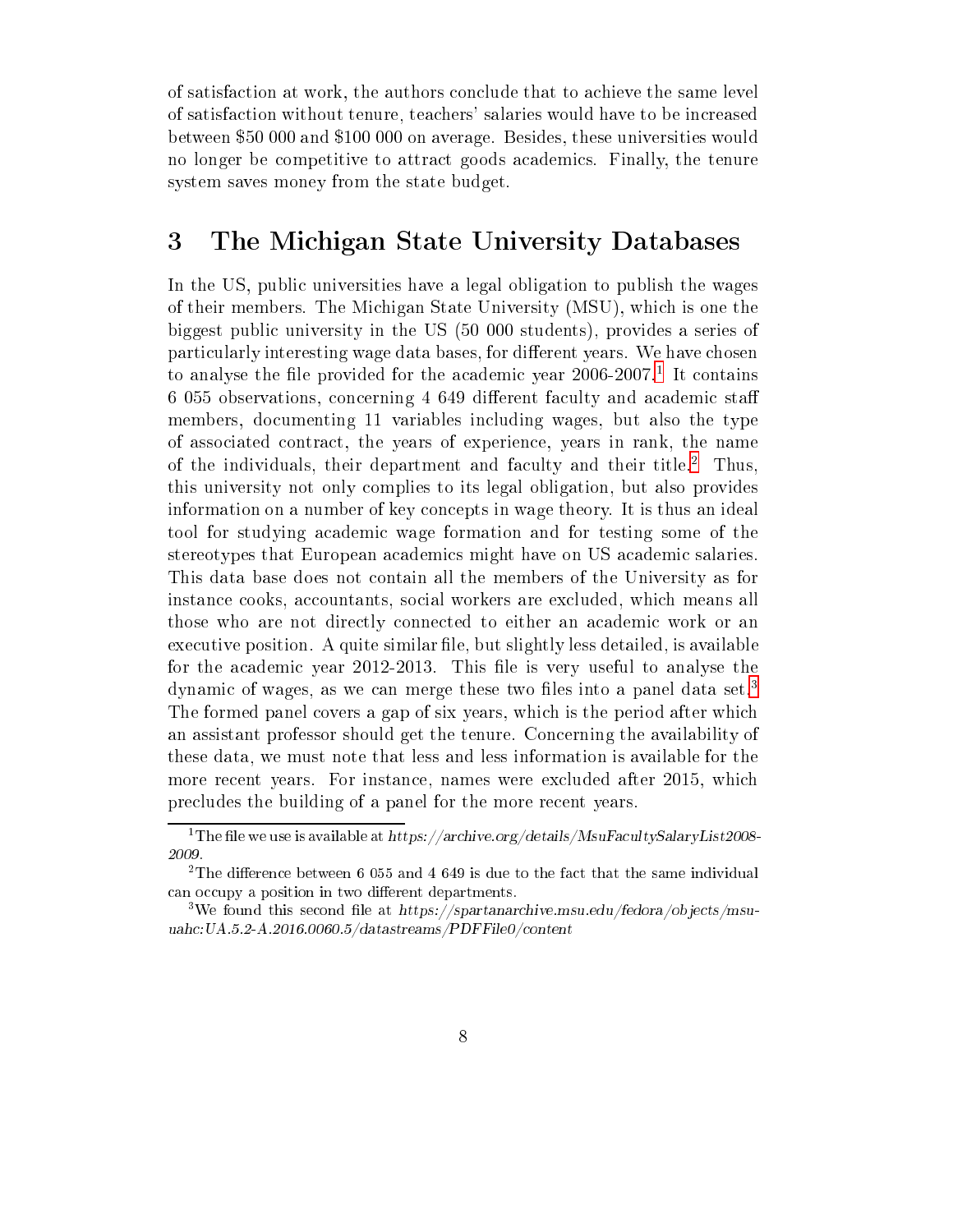of satisfaction at work, the authors conclude that to achieve the same level of satisfaction without tenure, teachers' salaries would have to be increased between $50 000 and $100 000 on average. Besides, these universities would no longer be competitive to attract goods academics. Finally, the tenure system saves money from the state budget.

## 3 The Michigan State University Databases

In the US, public universities have a legal obligation to publish the wages of their members. The Michigan State University (MSU), which is one the biggest public university in the US (50 000 students), provides a series of particularly interesting wage data bases, for different years. We have chosen to analyse the file provided for the academic year 2006-2007.[1] It contains 6 055 observations, concerning 4 649 different faculty and academic staff members, documenting 11 variables including wages, but also the type of associated contract, the years of experience, years in rank, the name of the individuals, their department and faculty and their title.[2] Thus, this university not only complies to its legal obligation, but also provides information on a number of key concepts in wage theory. It is thus an ideal tool for studying academic wage formation and for testing some of the stereotypes that European academics might have on US academic salaries. This data base does not contain all the members of the University as for instance cooks, accountants, social workers are excluded, which means all those who are not directly connected to either an academic work or an executive position. A quite similar file, but slightly less detailed, is available for the academic year 2012-2013. This file is very useful to analyse the dynamic of wages, as we can merge these two files into a panel data set.[3] The formed panel covers a gap of six years, which is the period after which an assistant professor should get the tenure. Concerning the availability of these data, we must note that less and less information is available for the more recent years. For instance, names were excluded after 2015, which precludes the building of a panel for the more recent years.

---

[1] The file we use is available at *https://archive.org/details/MsuFacultySalaryList2008-2009*.

[2] The difference between 6 055 and 4 649 is due to the fact that the same individual can occupy a position in two different departments.

[3] We found this second file at *https://spartanarchive.msu.edu/fedora/objects/msu-uahc:UA.5.2-A.2016.0060.5/datastreams/PDFFile0/content*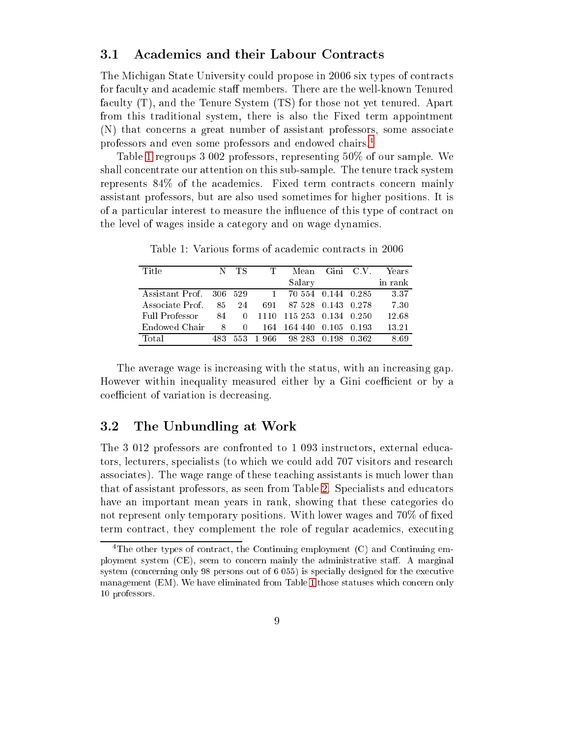## 3.1 Academics and their Labour Contracts

The Michigan State University could propose in 2006 six types of contracts for faculty and academic staff members. There are the well-known Tenured faculty (T), and the Tenure System (TS) for those not yet tenured. Apart from this traditional system, there is also the Fixed term appointment (N) that concerns a great number of assistant professors, some associate professors and even some professors and endowed chairs.[4]

Table 1 regroups 3 002 professors, representing 50% of our sample. We shall concentrate our attention on this sub-sample. The tenure track system represents 84% of the academics. Fixed term contracts concern mainly assistant professors, but are also used sometimes for higher positions. It is of a particular interest to measure the influence of this type of contract on the level of wages inside a category and on wage dynamics.

Table 1: Various forms of academic contracts in 2006

| Title | N | TS | T | Mean Salary | Gini | C.V. | Years in rank |
|---|---|---|---|---|---|---|---|
| Assistant Prof. | 306 | 529 | 1 | 70 554 | 0.144 | 0.285 | 3.37 |
| Associate Prof. | 85 | 24 | 691 | 87 528 | 0.143 | 0.278 | 7.30 |
| Full Professor | 84 | 0 | 1110 | 115 253 | 0.134 | 0.250 | 12.68 |
| Endowed Chair | 8 | 0 | 164 | 164 440 | 0.105 | 0.193 | 13.21 |
| Total | 483 | 553 | 1 966 | 98 283 | 0.198 | 0.362 | 8.69 |

The average wage is increasing with the status, with an increasing gap. However within inequality measured either by a Gini coefficient or by a coefficient of variation is decreasing.

## 3.2 The Unbundling at Work

The 3 012 professors are confronted to 1 093 instructors, external educators, lecturers, specialists (to which we could add 707 visitors and research associates). The wage range of these teaching assistants is much lower than that of assistant professors, as seen from Table 2. Specialists and educators have an important mean years in rank, showing that these categories do not represent only temporary positions. With lower wages and 70% of fixed term contract, they complement the role of regular academics, executing

[4] The other types of contract, the Continuing employment (C) and Continuing employment system (CE), seem to concern mainly the administrative staff. A marginal system (concerning only 98 persons out of 6 055) is specially designed for the executive management (EM). We have eliminated from Table 1 those statuses which concern only 10 professors.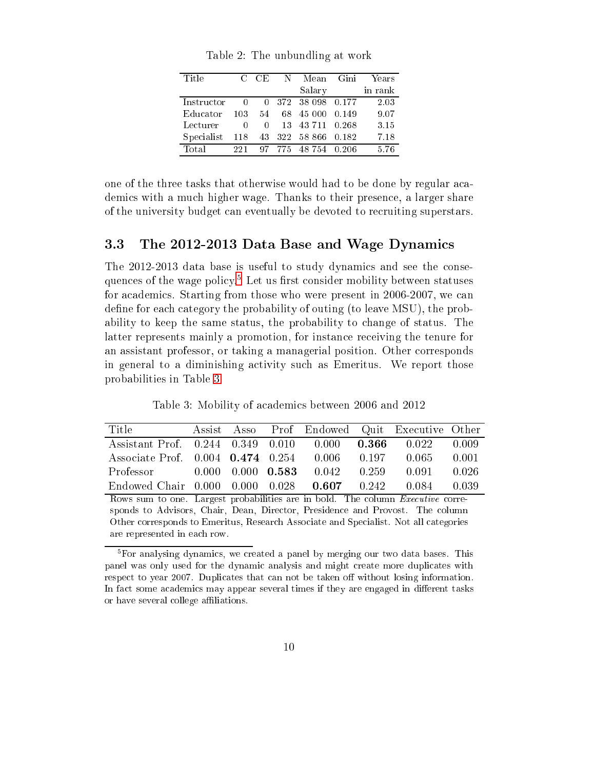Table 2: The unbundling at work

| Title | C | CE | N | Mean Salary | Gini | Years in rank |
|---|---|---|---|---|---|---|
| Instructor | 0 | 0 | 372 | 38 098 | 0.177 | 2.03 |
| Educator | 103 | 54 | 68 | 45 000 | 0.149 | 9.07 |
| Lecturer | 0 | 0 | 13 | 43 711 | 0.268 | 3.15 |
| Specialist | 118 | 43 | 322 | 58 866 | 0.182 | 7.18 |
| Total | 221 | 97 | 775 | 48 754 | 0.206 | 5.76 |

one of the three tasks that otherwise would had to be done by regular academics with a much higher wage. Thanks to their presence, a larger share of the university budget can eventually be devoted to recruiting superstars.

### 3.3 The 2012-2013 Data Base and Wage Dynamics

The 2012-2013 data base is useful to study dynamics and see the consequences of the wage policy.[5] Let us first consider mobility between statuses for academics. Starting from those who were present in 2006-2007, we can define for each category the probability of outing (to leave MSU), the probability to keep the same status, the probability to change of status. The latter represents mainly a promotion, for instance receiving the tenure for an assistant professor, or taking a managerial position. Other corresponds in general to a diminishing activity such as Emeritus. We report those probabilities in Table 3.

Table 3: Mobility of academics between 2006 and 2012

| Title | Assist | Asso | Prof | Endowed | Quit | Executive | Other |
|---|---|---|---|---|---|---|---|
| Assistant Prof. | 0.244 | 0.349 | 0.010 | 0.000 | **0.366** | 0.022 | 0.009 |
| Associate Prof. | 0.004 | **0.474** | 0.254 | 0.006 | 0.197 | 0.065 | 0.001 |
| Professor | 0.000 | 0.000 | **0.583** | 0.042 | 0.259 | 0.091 | 0.026 |
| Endowed Chair | 0.000 | 0.000 | 0.028 | **0.607** | 0.242 | 0.084 | 0.039 |

Rows sum to one. Largest probabilities are in bold. The column *Executive* corresponds to Advisors, Chair, Dean, Director, Presidence and Provost. The column Other corresponds to Emeritus, Research Associate and Specialist. Not all categories are represented in each row.

[5]For analysing dynamics, we created a panel by merging our two data bases. This panel was only used for the dynamic analysis and might create more duplicates with respect to year 2007. Duplicates that can not be taken off without losing information. In fact some academics may appear several times if they are engaged in different tasks or have several college affiliations.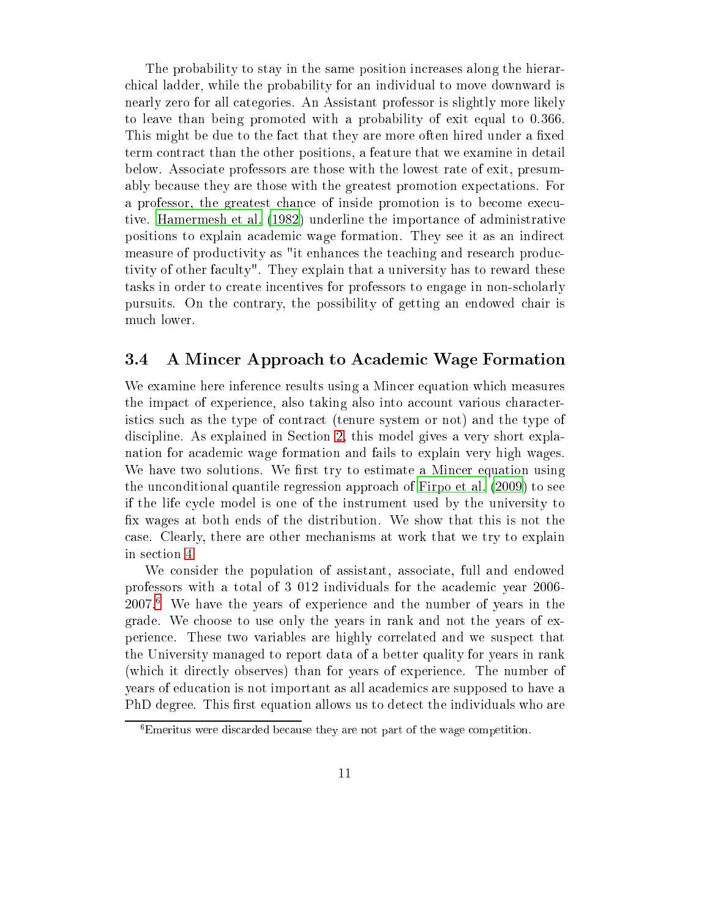The probability to stay in the same position increases along the hierarchical ladder, while the probability for an individual to move downward is nearly zero for all categories. An Assistant professor is slightly more likely to leave than being promoted with a probability of exit equal to 0.366. This might be due to the fact that they are more often hired under a fixed term contract than the other positions, a feature that we examine in detail below. Associate professors are those with the lowest rate of exit, presumably because they are those with the greatest promotion expectations. For a professor, the greatest chance of inside promotion is to become executive. Hamermesh et al. (1982) underline the importance of administrative positions to explain academic wage formation. They see it as an indirect measure of productivity as "it enhances the teaching and research productivity of other faculty". They explain that a university has to reward these tasks in order to create incentives for professors to engage in non-scholarly pursuits. On the contrary, the possibility of getting an endowed chair is much lower.

### 3.4 A Mincer Approach to Academic Wage Formation

We examine here inference results using a Mincer equation which measures the impact of experience, also taking also into account various characteristics such as the type of contract (tenure system or not) and the type of discipline. As explained in Section 2, this model gives a very short explanation for academic wage formation and fails to explain very high wages. We have two solutions. We first try to estimate a Mincer equation using the unconditional quantile regression approach of Firpo et al. (2009) to see if the life cycle model is one of the instrument used by the university to fix wages at both ends of the distribution. We show that this is not the case. Clearly, there are other mechanisms at work that we try to explain in section 4.

We consider the population of assistant, associate, full and endowed professors with a total of 3 012 individuals for the academic year 2006-2007.[6] We have the years of experience and the number of years in the grade. We choose to use only the years in rank and not the years of experience. These two variables are highly correlated and we suspect that the University managed to report data of a better quality for years in rank (which it directly observes) than for years of experience. The number of years of education is not important as all academics are supposed to have a PhD degree. This first equation allows us to detect the individuals who are

[6] Emeritus were discarded because they are not part of the wage competition.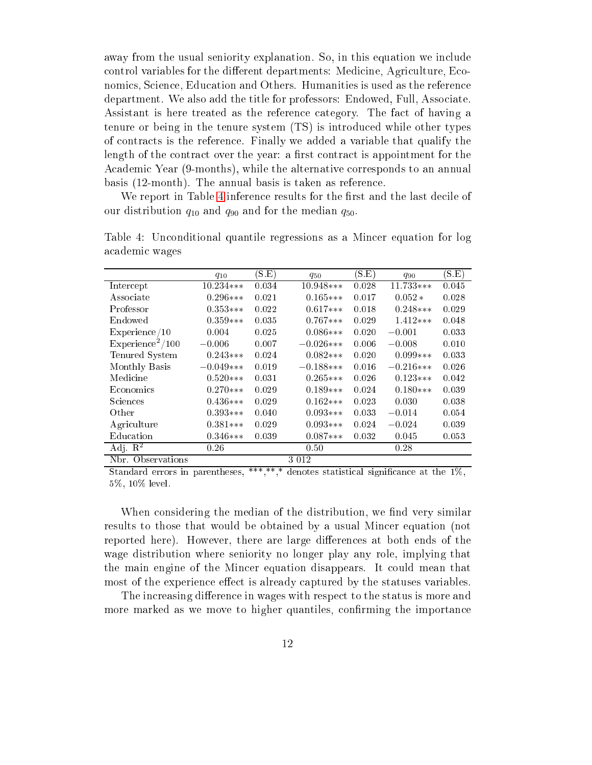away from the usual seniority explanation. So, in this equation we include control variables for the different departments: Medicine, Agriculture, Economics, Science, Education and Others. Humanities is used as the reference department. We also add the title for professors: Endowed, Full, Associate. Assistant is here treated as the reference category. The fact of having a tenure or being in the tenure system (TS) is introduced while other types of contracts is the reference. Finally we added a variable that qualify the length of the contract over the year: a first contract is appointment for the Academic Year (9-months), while the alternative corresponds to an annual basis (12-month). The annual basis is taken as reference.

We report in Table 4 inference results for the first and the last decile of our distribution $q_{10}$ and $q_{90}$ and for the median $q_{50}$.

Table 4: Unconditional quantile regressions as a Mincer equation for log academic wages

| | $q_{10}$ | (S.E) | $q_{50}$ | (S.E) | $q_{90}$ | (S.E) |
|---|---|---|---|---|---|---|
| Intercept | 10.234*** | 0.034 | 10.948*** | 0.028 | 11.733*** | 0.045 |
| Associate | 0.296*** | 0.021 | 0.165*** | 0.017 | 0.052* | 0.028 |
| Professor | 0.353*** | 0.022 | 0.617*** | 0.018 | 0.248*** | 0.029 |
| Endowed | 0.359*** | 0.035 | 0.767*** | 0.029 | 1.412*** | 0.048 |
| Experience/10 | 0.004 | 0.025 | 0.086*** | 0.020 | −0.001 | 0.033 |
| Experience$^2$/100 | −0.006 | 0.007 | −0.026*** | 0.006 | −0.008 | 0.010 |
| Tenured System | 0.243*** | 0.024 | 0.082*** | 0.020 | 0.099*** | 0.033 |
| Monthly Basis | −0.049*** | 0.019 | −0.188*** | 0.016 | −0.216*** | 0.026 |
| Medicine | 0.520*** | 0.031 | 0.265*** | 0.026 | 0.123*** | 0.042 |
| Economics | 0.270*** | 0.029 | 0.189*** | 0.024 | 0.180*** | 0.039 |
| Sciences | 0.436*** | 0.029 | 0.162*** | 0.023 | 0.030 | 0.038 |
| Other | 0.393*** | 0.040 | 0.093*** | 0.033 | −0.014 | 0.054 |
| Agriculture | 0.381*** | 0.029 | 0.093*** | 0.024 | −0.024 | 0.039 |
| Education | 0.346*** | 0.039 | 0.087*** | 0.032 | 0.045 | 0.053 |
| Adj. $R^2$ | 0.26 | | 0.50 | | 0.28 | |
| Nbr. Observations | | | 3 012 | | | |

Standard errors in parentheses, ***,**,* denotes statistical significance at the 1%, 5%, 10% level.

When considering the median of the distribution, we find very similar results to those that would be obtained by a usual Mincer equation (not reported here). However, there are large differences at both ends of the wage distribution where seniority no longer play any role, implying that the main engine of the Mincer equation disappears. It could mean that most of the experience effect is already captured by the statuses variables.

The increasing difference in wages with respect to the status is more and more marked as we move to higher quantiles, confirming the importance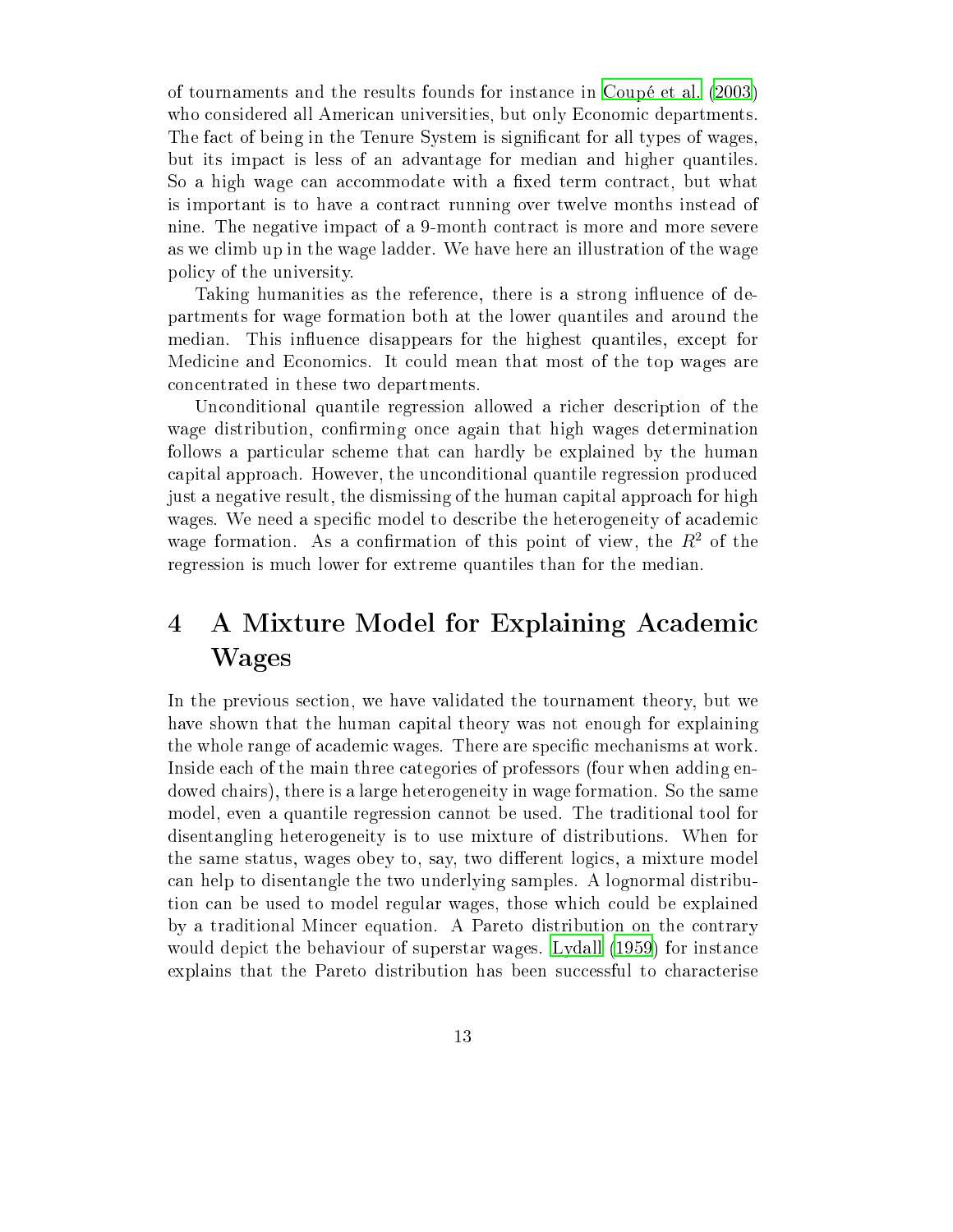of tournaments and the results founds for instance in Coupé et al. (2003) who considered all American universities, but only Economic departments. The fact of being in the Tenure System is significant for all types of wages, but its impact is less of an advantage for median and higher quantiles. So a high wage can accommodate with a fixed term contract, but what is important is to have a contract running over twelve months instead of nine. The negative impact of a 9-month contract is more and more severe as we climb up in the wage ladder. We have here an illustration of the wage policy of the university.

Taking humanities as the reference, there is a strong influence of departments for wage formation both at the lower quantiles and around the median. This influence disappears for the highest quantiles, except for Medicine and Economics. It could mean that most of the top wages are concentrated in these two departments.

Unconditional quantile regression allowed a richer description of the wage distribution, confirming once again that high wages determination follows a particular scheme that can hardly be explained by the human capital approach. However, the unconditional quantile regression produced just a negative result, the dismissing of the human capital approach for high wages. We need a specific model to describe the heterogeneity of academic wage formation. As a confirmation of this point of view, the $R^2$ of the regression is much lower for extreme quantiles than for the median.

# 4 A Mixture Model for Explaining Academic Wages

In the previous section, we have validated the tournament theory, but we have shown that the human capital theory was not enough for explaining the whole range of academic wages. There are specific mechanisms at work. Inside each of the main three categories of professors (four when adding endowed chairs), there is a large heterogeneity in wage formation. So the same model, even a quantile regression cannot be used. The traditional tool for disentangling heterogeneity is to use mixture of distributions. When for the same status, wages obey to, say, two different logics, a mixture model can help to disentangle the two underlying samples. A lognormal distribution can be used to model regular wages, those which could be explained by a traditional Mincer equation. A Pareto distribution on the contrary would depict the behaviour of superstar wages. Lydall (1959) for instance explains that the Pareto distribution has been successful to characterise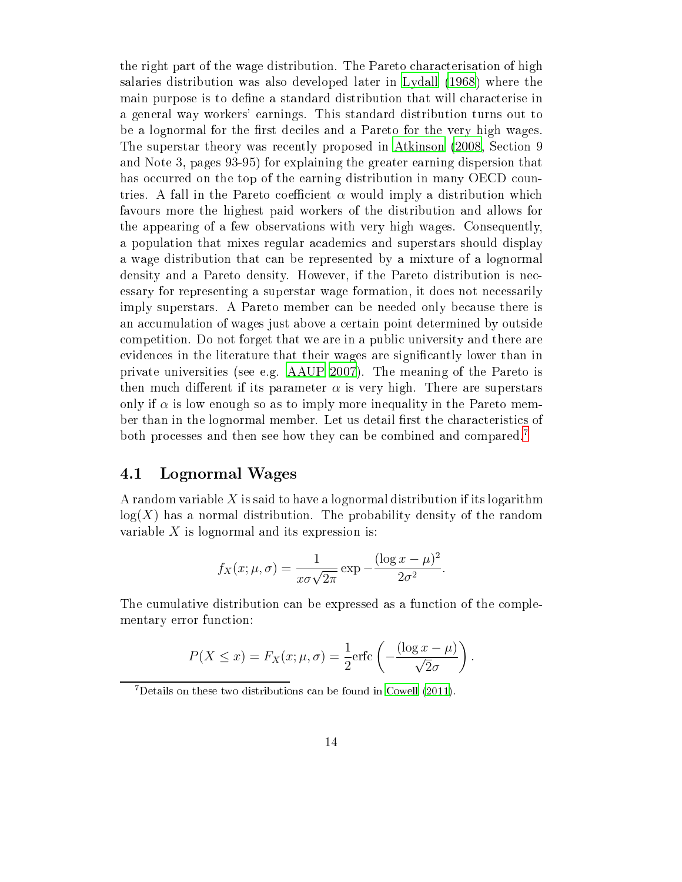the right part of the wage distribution. The Pareto characterisation of high salaries distribution was also developed later in Lydall (1968) where the main purpose is to define a standard distribution that will characterise in a general way workers' earnings. This standard distribution turns out to be a lognormal for the first deciles and a Pareto for the very high wages. The superstar theory was recently proposed in Atkinson (2008, Section 9 and Note 3, pages 93-95) for explaining the greater earning dispersion that has occurred on the top of the earning distribution in many OECD countries. A fall in the Pareto coefficient $\alpha$ would imply a distribution which favours more the highest paid workers of the distribution and allows for the appearing of a few observations with very high wages. Consequently, a population that mixes regular academics and superstars should display a wage distribution that can be represented by a mixture of a lognormal density and a Pareto density. However, if the Pareto distribution is necessary for representing a superstar wage formation, it does not necessarily imply superstars. A Pareto member can be needed only because there is an accumulation of wages just above a certain point determined by outside competition. Do not forget that we are in a public university and there are evidences in the literature that their wages are significantly lower than in private universities (see e.g. AAUP 2007). The meaning of the Pareto is then much different if its parameter $\alpha$ is very high. There are superstars only if $\alpha$ is low enough so as to imply more inequality in the Pareto member than in the lognormal member. Let us detail first the characteristics of both processes and then see how they can be combined and compared.[7]

## 4.1 Lognormal Wages

A random variable $X$ is said to have a lognormal distribution if its logarithm $\log(X)$ has a normal distribution. The probability density of the random variable $X$ is lognormal and its expression is:

$$f_X(x; \mu, \sigma) = \frac{1}{x\sigma\sqrt{2\pi}} \exp -\frac{(\log x - \mu)^2}{2\sigma^2}.$$

The cumulative distribution can be expressed as a function of the complementary error function:

$$P(X \leq x) = F_X(x; \mu, \sigma) = \frac{1}{2}\text{erfc}\left(-\frac{(\log x - \mu)}{\sqrt{2}\sigma}\right).$$

[7] Details on these two distributions can be found in Cowell (2011).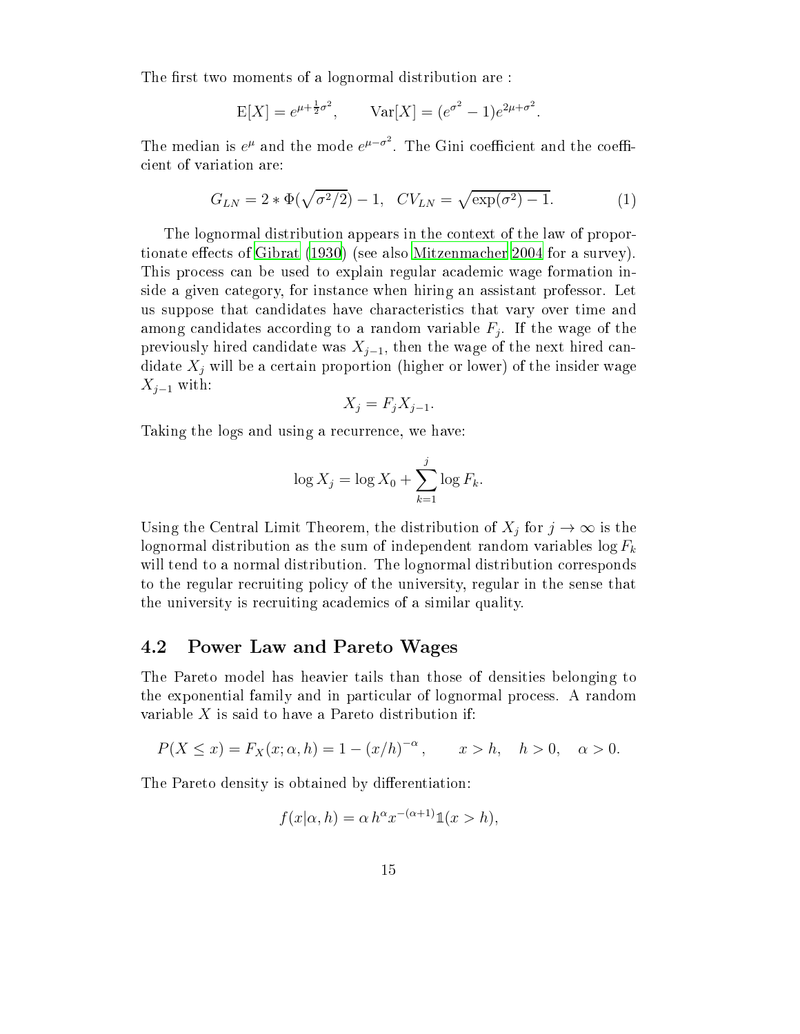The first two moments of a lognormal distribution are :

$$\mathrm{E}[X] = e^{\mu + \frac{1}{2}\sigma^2}, \qquad \mathrm{Var}[X] = (e^{\sigma^2} - 1)e^{2\mu + \sigma^2}.$$

The median is $e^{\mu}$ and the mode $e^{\mu - \sigma^2}$. The Gini coefficient and the coefficient of variation are:

$$G_{LN} = 2 * \Phi(\sqrt{\sigma^2/2}) - 1, \quad CV_{LN} = \sqrt{\exp(\sigma^2) - 1}. \tag{1}$$

The lognormal distribution appears in the context of the law of proportionate effects of Gibrat (1930) (see also Mitzenmacher 2004 for a survey). This process can be used to explain regular academic wage formation inside a given category, for instance when hiring an assistant professor. Let us suppose that candidates have characteristics that vary over time and among candidates according to a random variable $F_j$. If the wage of the previously hired candidate was $X_{j-1}$, then the wage of the next hired candidate $X_j$ will be a certain proportion (higher or lower) of the insider wage $X_{j-1}$ with:

$$X_j = F_j X_{j-1}.$$

Taking the logs and using a recurrence, we have:

$$\log X_j = \log X_0 + \sum_{k=1}^{j} \log F_k.$$

Using the Central Limit Theorem, the distribution of $X_j$ for $j \to \infty$ is the lognormal distribution as the sum of independent random variables $\log F_k$ will tend to a normal distribution. The lognormal distribution corresponds to the regular recruiting policy of the university, regular in the sense that the university is recruiting academics of a similar quality.

## 4.2 Power Law and Pareto Wages

The Pareto model has heavier tails than those of densities belonging to the exponential family and in particular of lognormal process. A random variable $X$ is said to have a Pareto distribution if:

$$P(X \leq x) = F_X(x; \alpha, h) = 1 - (x/h)^{-\alpha}, \qquad x > h, \quad h > 0, \quad \alpha > 0.$$

The Pareto density is obtained by differentiation:

$$f(x|\alpha, h) = \alpha\, h^{\alpha} x^{-(\alpha+1)} \mathbb{1}(x > h),$$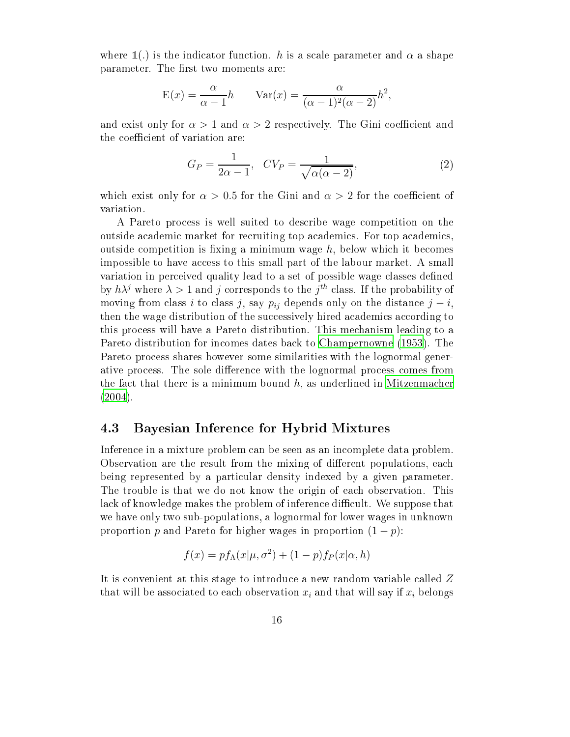where $\mathbb{1}(.)$ is the indicator function. $h$ is a scale parameter and $\alpha$ a shape parameter. The first two moments are:

$$\mathrm{E}(x) = \frac{\alpha}{\alpha - 1} h \qquad \mathrm{Var}(x) = \frac{\alpha}{(\alpha-1)^2(\alpha-2)} h^2,$$

and exist only for $\alpha > 1$ and $\alpha > 2$ respectively. The Gini coefficient and the coefficient of variation are:

$$G_P = \frac{1}{2\alpha - 1}, \quad CV_P = \frac{1}{\sqrt{\alpha(\alpha - 2)}}, \tag{2}$$

which exist only for $\alpha > 0.5$ for the Gini and $\alpha > 2$ for the coefficient of variation.

A Pareto process is well suited to describe wage competition on the outside academic market for recruiting top academics. For top academics, outside competition is fixing a minimum wage $h$, below which it becomes impossible to have access to this small part of the labour market. A small variation in perceived quality lead to a set of possible wage classes defined by $h\lambda^j$ where $\lambda > 1$ and $j$ corresponds to the $j^{th}$ class. If the probability of moving from class $i$ to class $j$, say $p_{ij}$ depends only on the distance $j - i$, then the wage distribution of the successively hired academics according to this process will have a Pareto distribution. This mechanism leading to a Pareto distribution for incomes dates back to Champernowne (1953). The Pareto process shares however some similarities with the lognormal generative process. The sole difference with the lognormal process comes from the fact that there is a minimum bound $h$, as underlined in Mitzenmacher (2004).

## 4.3 Bayesian Inference for Hybrid Mixtures

Inference in a mixture problem can be seen as an incomplete data problem. Observation are the result from the mixing of different populations, each being represented by a particular density indexed by a given parameter. The trouble is that we do not know the origin of each observation. This lack of knowledge makes the problem of inference difficult. We suppose that we have only two sub-populations, a lognormal for lower wages in unknown proportion $p$ and Pareto for higher wages in proportion $(1 - p)$:

$$f(x) = p f_\Lambda(x|\mu, \sigma^2) + (1 - p) f_P(x|\alpha, h)$$

It is convenient at this stage to introduce a new random variable called $Z$ that will be associated to each observation $x_i$ and that will say if $x_i$ belongs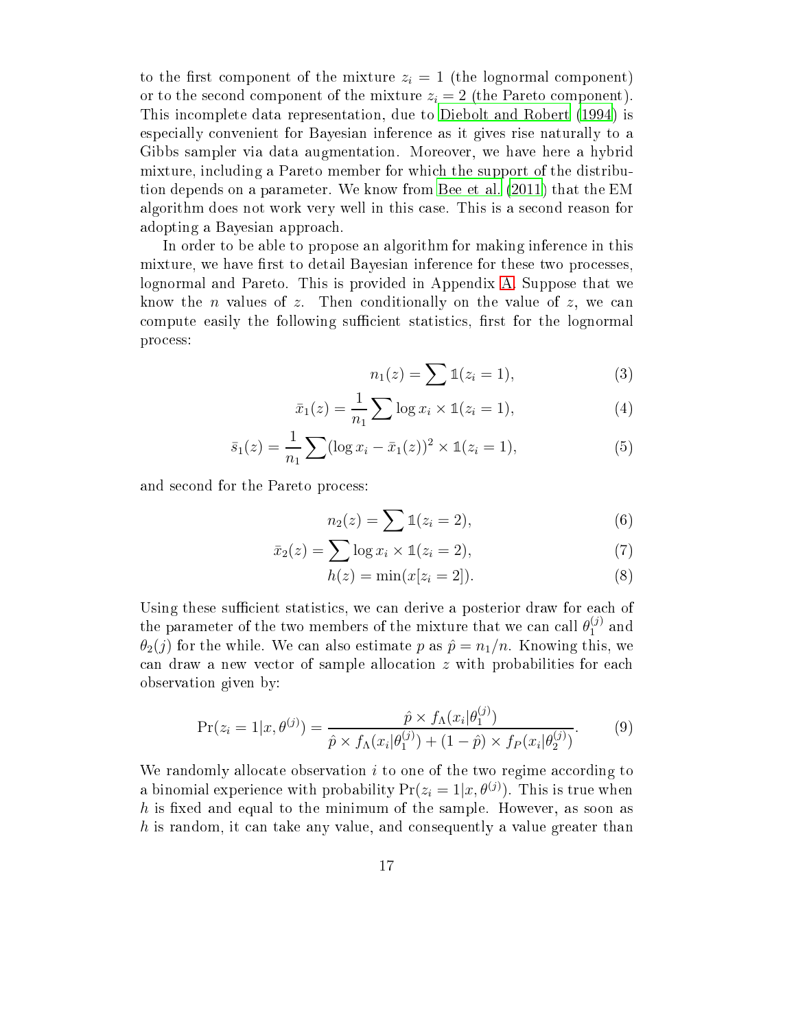to the first component of the mixture $z_i = 1$ (the lognormal component) or to the second component of the mixture $z_i = 2$ (the Pareto component). This incomplete data representation, due to Diebolt and Robert (1994) is especially convenient for Bayesian inference as it gives rise naturally to a Gibbs sampler via data augmentation. Moreover, we have here a hybrid mixture, including a Pareto member for which the support of the distribution depends on a parameter. We know from Bee et al. (2011) that the EM algorithm does not work very well in this case. This is a second reason for adopting a Bayesian approach.

In order to be able to propose an algorithm for making inference in this mixture, we have first to detail Bayesian inference for these two processes, lognormal and Pareto. This is provided in Appendix A. Suppose that we know the $n$ values of $z$. Then conditionally on the value of $z$, we can compute easily the following sufficient statistics, first for the lognormal process:

$$n_1(z) = \sum \mathbb{1}(z_i = 1), \tag{3}$$

$$\bar{x}_1(z) = \frac{1}{n_1} \sum \log x_i \times \mathbb{1}(z_i = 1), \tag{4}$$

$$\bar{s}_1(z) = \frac{1}{n_1} \sum (\log x_i - \bar{x}_1(z))^2 \times \mathbb{1}(z_i = 1), \tag{5}$$

and second for the Pareto process:

$$n_2(z) = \sum \mathbb{1}(z_i = 2), \tag{6}$$

$$\bar{x}_2(z) = \sum \log x_i \times \mathbb{1}(z_i = 2), \tag{7}$$

$$h(z) = \min(x[z_i = 2]). \tag{8}$$

Using these sufficient statistics, we can derive a posterior draw for each of the parameter of the two members of the mixture that we can call $\theta_1^{(j)}$ and $\theta_2(j)$ for the while. We can also estimate $p$ as $\hat{p} = n_1/n$. Knowing this, we can draw a new vector of sample allocation $z$ with probabilities for each observation given by:

$$\Pr(z_i = 1|x, \theta^{(j)}) = \frac{\hat{p} \times f_\Lambda(x_i|\theta_1^{(j)})}{\hat{p} \times f_\Lambda(x_i|\theta_1^{(j)}) + (1 - \hat{p}) \times f_P(x_i|\theta_2^{(j)})}. \tag{9}$$

We randomly allocate observation $i$ to one of the two regime according to a binomial experience with probability $\Pr(z_i = 1|x, \theta^{(j)})$. This is true when $h$ is fixed and equal to the minimum of the sample. However, as soon as $h$ is random, it can take any value, and consequently a value greater than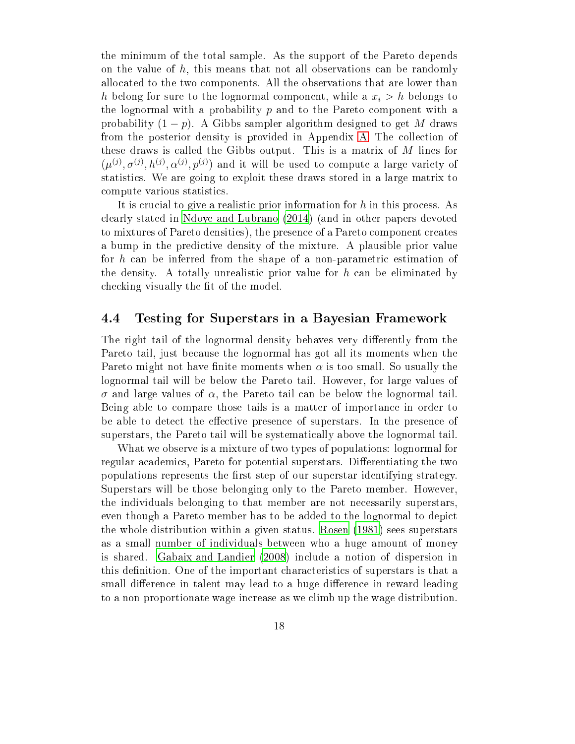the minimum of the total sample. As the support of the Pareto depends on the value of $h$, this means that not all observations can be randomly allocated to the two components. All the observations that are lower than $h$ belong for sure to the lognormal component, while a $x_i > h$ belongs to the lognormal with a probability $p$ and to the Pareto component with a probability $(1 - p)$. A Gibbs sampler algorithm designed to get $M$ draws from the posterior density is provided in Appendix A. The collection of these draws is called the Gibbs output. This is a matrix of $M$ lines for $(\mu^{(j)}, \sigma^{(j)}, h^{(j)}, \alpha^{(j)}, p^{(j)})$ and it will be used to compute a large variety of statistics. We are going to exploit these draws stored in a large matrix to compute various statistics.

It is crucial to give a realistic prior information for $h$ in this process. As clearly stated in Ndoye and Lubrano (2014) (and in other papers devoted to mixtures of Pareto densities), the presence of a Pareto component creates a bump in the predictive density of the mixture. A plausible prior value for $h$ can be inferred from the shape of a non-parametric estimation of the density. A totally unrealistic prior value for $h$ can be eliminated by checking visually the fit of the model.

## 4.4 Testing for Superstars in a Bayesian Framework

The right tail of the lognormal density behaves very differently from the Pareto tail, just because the lognormal has got all its moments when the Pareto might not have finite moments when $\alpha$ is too small. So usually the lognormal tail will be below the Pareto tail. However, for large values of $\sigma$ and large values of $\alpha$, the Pareto tail can be below the lognormal tail. Being able to compare those tails is a matter of importance in order to be able to detect the effective presence of superstars. In the presence of superstars, the Pareto tail will be systematically above the lognormal tail.

What we observe is a mixture of two types of populations: lognormal for regular academics, Pareto for potential superstars. Differentiating the two populations represents the first step of our superstar identifying strategy. Superstars will be those belonging only to the Pareto member. However, the individuals belonging to that member are not necessarily superstars, even though a Pareto member has to be added to the lognormal to depict the whole distribution within a given status. Rosen (1981) sees superstars as a small number of individuals between who a huge amount of money is shared. Gabaix and Landier (2008) include a notion of dispersion in this definition. One of the important characteristics of superstars is that a small difference in talent may lead to a huge difference in reward leading to a non proportionate wage increase as we climb up the wage distribution.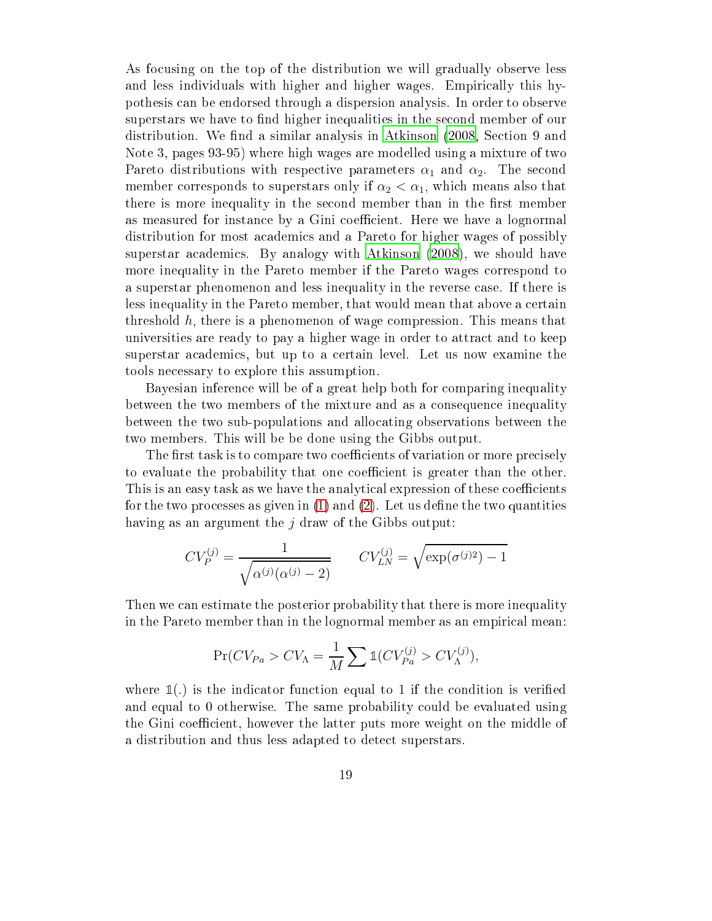As focusing on the top of the distribution we will gradually observe less and less individuals with higher and higher wages. Empirically this hypothesis can be endorsed through a dispersion analysis. In order to observe superstars we have to find higher inequalities in the second member of our distribution. We find a similar analysis in Atkinson (2008, Section 9 and Note 3, pages 93-95) where high wages are modelled using a mixture of two Pareto distributions with respective parameters $\alpha_1$ and $\alpha_2$. The second member corresponds to superstars only if $\alpha_2 < \alpha_1$, which means also that there is more inequality in the second member than in the first member as measured for instance by a Gini coefficient. Here we have a lognormal distribution for most academics and a Pareto for higher wages of possibly superstar academics. By analogy with Atkinson (2008), we should have more inequality in the Pareto member if the Pareto wages correspond to a superstar phenomenon and less inequality in the reverse case. If there is less inequality in the Pareto member, that would mean that above a certain threshold $h$, there is a phenomenon of wage compression. This means that universities are ready to pay a higher wage in order to attract and to keep superstar academics, but up to a certain level. Let us now examine the tools necessary to explore this assumption.

Bayesian inference will be of a great help both for comparing inequality between the two members of the mixture and as a consequence inequality between the two sub-populations and allocating observations between the two members. This will be be done using the Gibbs output.

The first task is to compare two coefficients of variation or more precisely to evaluate the probability that one coefficient is greater than the other. This is an easy task as we have the analytical expression of these coefficients for the two processes as given in (1) and (2). Let us define the two quantities having as an argument the $j$ draw of the Gibbs output:

$$CV_P^{(j)} = \frac{1}{\sqrt{\alpha^{(j)}(\alpha^{(j)} - 2)}} \qquad CV_{LN}^{(j)} = \sqrt{\exp(\sigma^{(j)2}) - 1}$$

Then we can estimate the posterior probability that there is more inequality in the Pareto member than in the lognormal member as an empirical mean:

$$\Pr(CV_{Pa} > CV_\Lambda = \frac{1}{M} \sum \mathbb{1}(CV_{Pa}^{(j)} > CV_\Lambda^{(j)}),$$

where $\mathbb{1}(.)$ is the indicator function equal to 1 if the condition is verified and equal to 0 otherwise. The same probability could be evaluated using the Gini coefficient, however the latter puts more weight on the middle of a distribution and thus less adapted to detect superstars.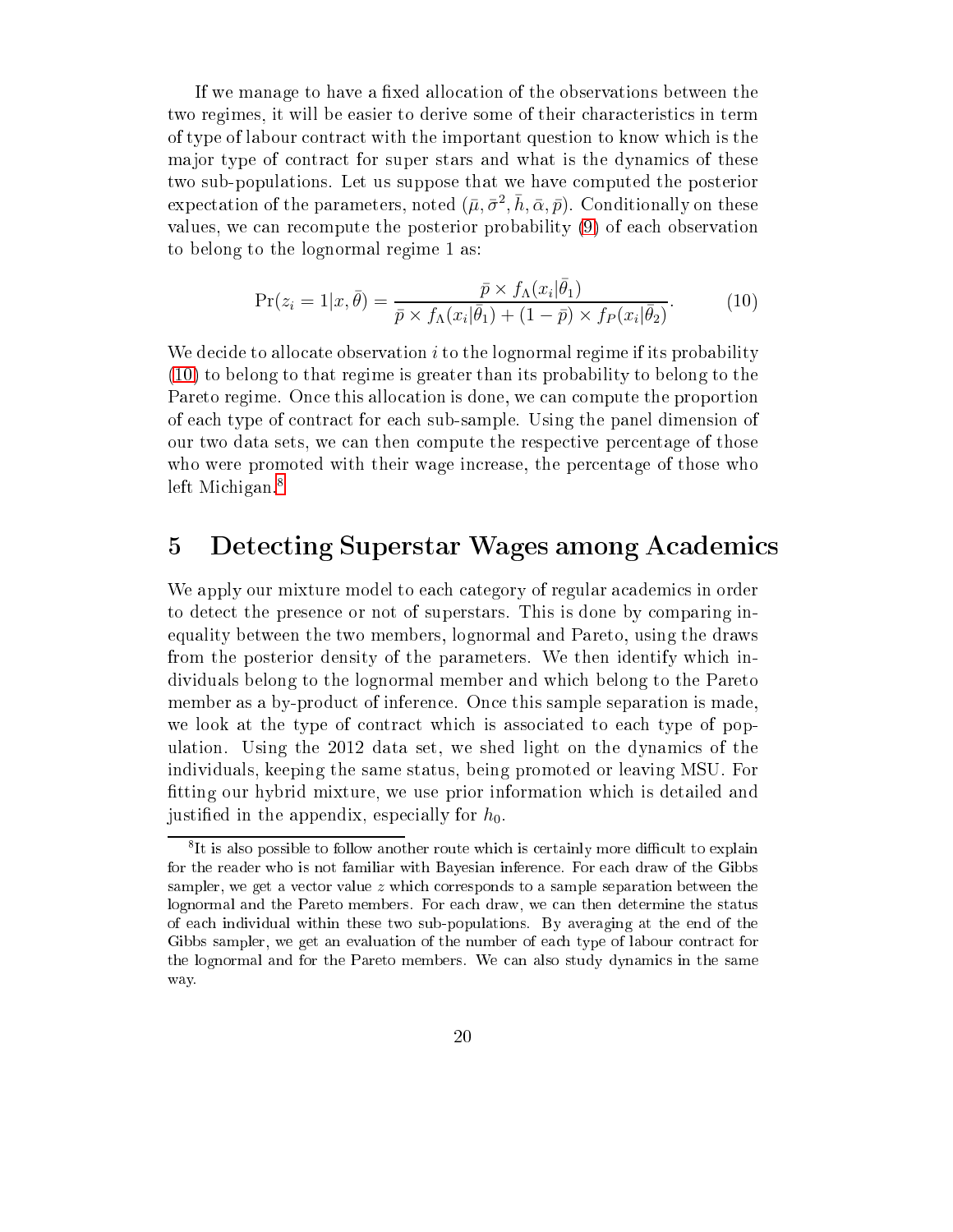If we manage to have a fixed allocation of the observations between the two regimes, it will be easier to derive some of their characteristics in term of type of labour contract with the important question to know which is the major type of contract for super stars and what is the dynamics of these two sub-populations. Let us suppose that we have computed the posterior expectation of the parameters, noted $(\bar{\mu}, \bar{\sigma}^2, \bar{h}, \bar{\alpha}, \bar{p})$. Conditionally on these values, we can recompute the posterior probability (9) of each observation to belong to the lognormal regime 1 as:

$$\Pr(z_i = 1|x, \bar{\theta}) = \frac{\bar{p} \times f_{\Lambda}(x_i|\bar{\theta}_1)}{\bar{p} \times f_{\Lambda}(x_i|\bar{\theta}_1) + (1 - \bar{p}) \times f_P(x_i|\bar{\theta}_2)}. \tag{10}$$

We decide to allocate observation $i$ to the lognormal regime if its probability (10) to belong to that regime is greater than its probability to belong to the Pareto regime. Once this allocation is done, we can compute the proportion of each type of contract for each sub-sample. Using the panel dimension of our two data sets, we can then compute the respective percentage of those who were promoted with their wage increase, the percentage of those who left Michigan.[8]

# 5 Detecting Superstar Wages among Academics

We apply our mixture model to each category of regular academics in order to detect the presence or not of superstars. This is done by comparing inequality between the two members, lognormal and Pareto, using the draws from the posterior density of the parameters. We then identify which individuals belong to the lognormal member and which belong to the Pareto member as a by-product of inference. Once this sample separation is made, we look at the type of contract which is associated to each type of population. Using the 2012 data set, we shed light on the dynamics of the individuals, keeping the same status, being promoted or leaving MSU. For fitting our hybrid mixture, we use prior information which is detailed and justified in the appendix, especially for $h_0$.

[8] It is also possible to follow another route which is certainly more difficult to explain for the reader who is not familiar with Bayesian inference. For each draw of the Gibbs sampler, we get a vector value $z$ which corresponds to a sample separation between the lognormal and the Pareto members. For each draw, we can then determine the status of each individual within these two sub-populations. By averaging at the end of the Gibbs sampler, we get an evaluation of the number of each type of labour contract for the lognormal and for the Pareto members. We can also study dynamics in the same way.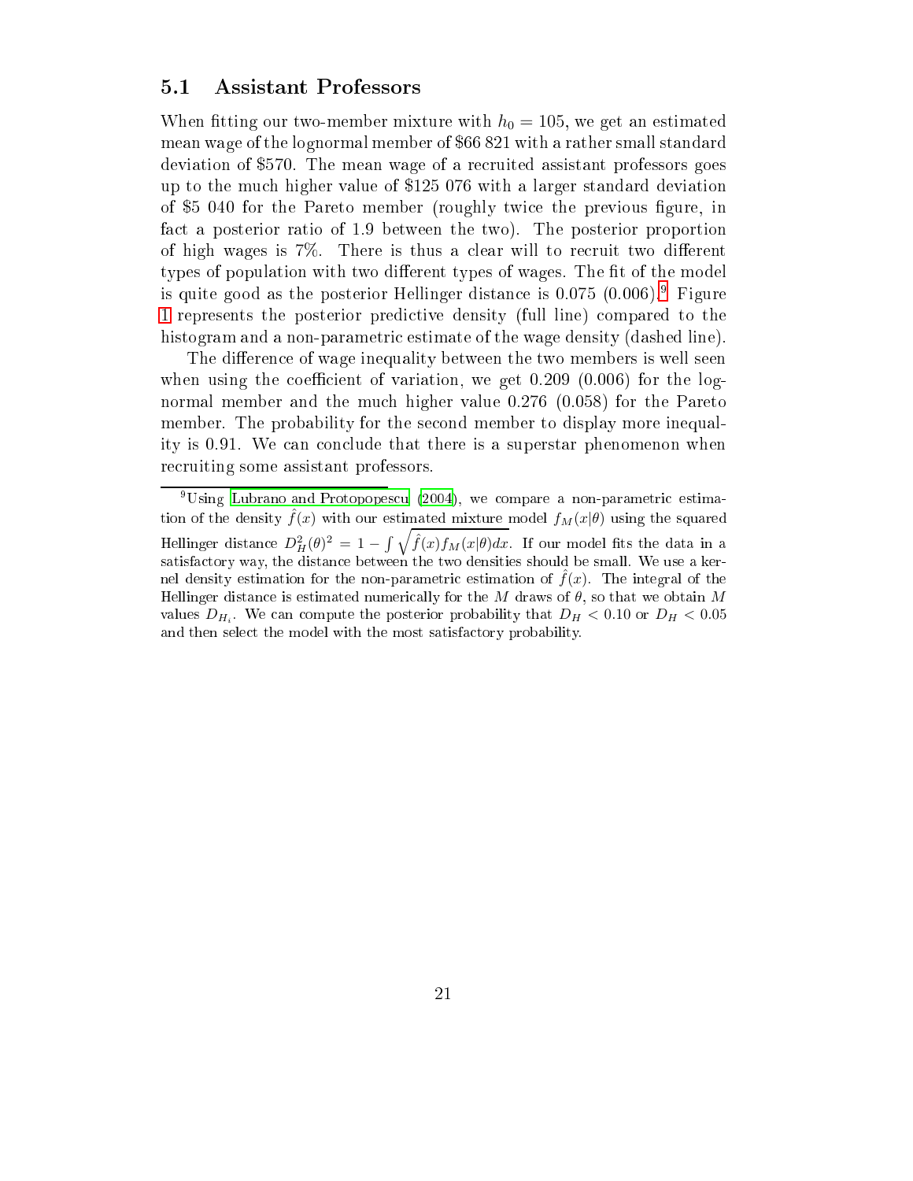## 5.1 Assistant Professors

When fitting our two-member mixture with $h_0 = 105$, we get an estimated mean wage of the lognormal member of \$66 821 with a rather small standard deviation of \$570. The mean wage of a recruited assistant professors goes up to the much higher value of \$125 076 with a larger standard deviation of \$5 040 for the Pareto member (roughly twice the previous figure, in fact a posterior ratio of 1.9 between the two). The posterior proportion of high wages is 7%. There is thus a clear will to recruit two different types of population with two different types of wages. The fit of the model is quite good as the posterior Hellinger distance is 0.075 (0.006).[9] Figure 1 represents the posterior predictive density (full line) compared to the histogram and a non-parametric estimate of the wage density (dashed line).

The difference of wage inequality between the two members is well seen when using the coefficient of variation, we get 0.209 (0.006) for the lognormal member and the much higher value 0.276 (0.058) for the Pareto member. The probability for the second member to display more inequality is 0.91. We can conclude that there is a superstar phenomenon when recruiting some assistant professors.

[9] Using Lubrano and Protopopescu (2004), we compare a non-parametric estimation of the density $\hat{f}(x)$ with our estimated mixture model $f_M(x|\theta)$ using the squared Hellinger distance $D_H^2(\theta)^2 = 1 - \int \sqrt{\hat{f}(x) f_M(x|\theta)dx}$. If our model fits the data in a satisfactory way, the distance between the two densities should be small. We use a kernel density estimation for the non-parametric estimation of $\hat{f}(x)$. The integral of the Hellinger distance is estimated numerically for the $M$ draws of $\theta$, so that we obtain $M$ values $D_{H_i}$. We can compute the posterior probability that $D_H < 0.10$ or $D_H < 0.05$ and then select the model with the most satisfactory probability.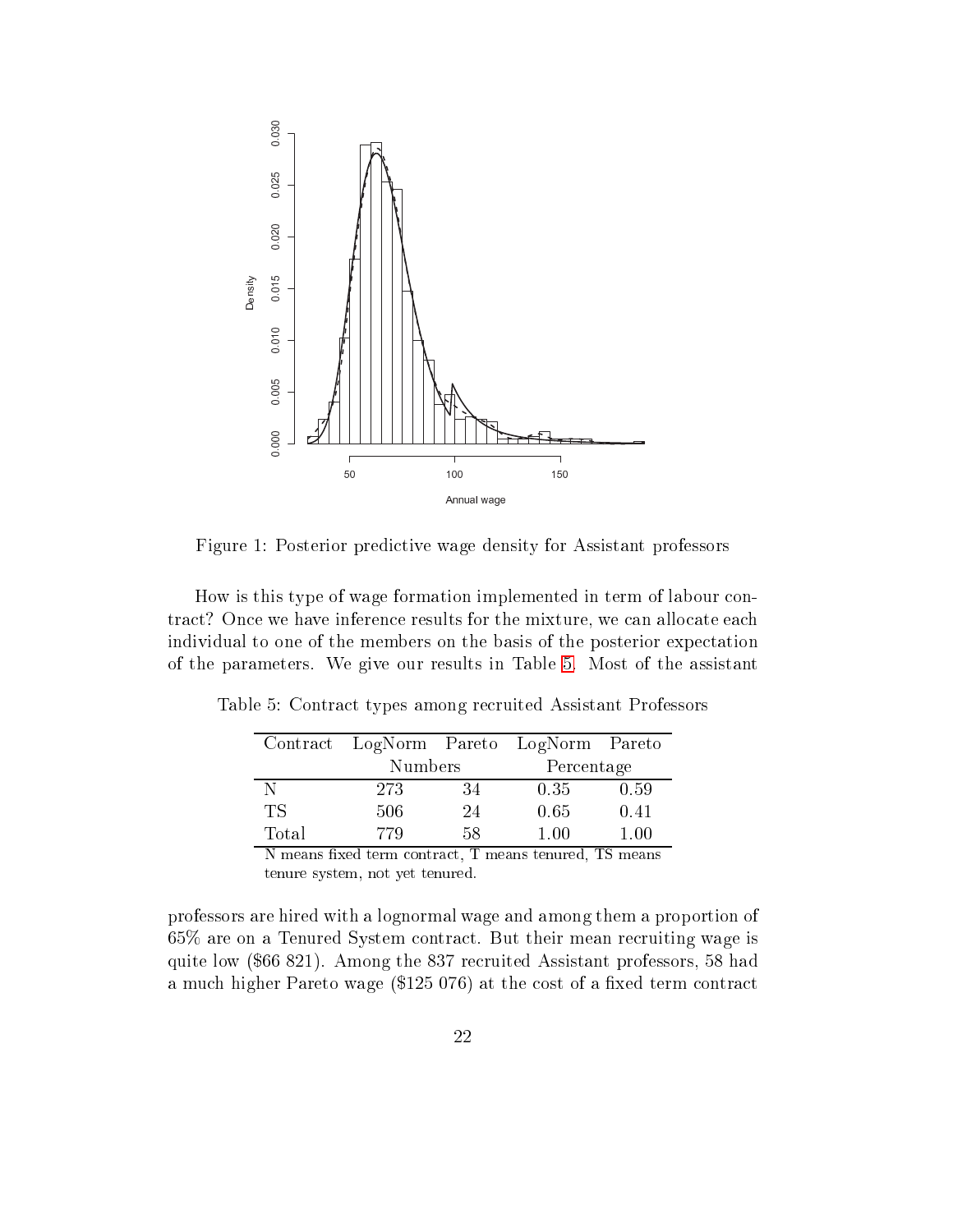Figure 1: Posterior predictive wage density for Assistant professors

How is this type of wage formation implemented in term of labour contract? Once we have inference results for the mixture, we can allocate each individual to one of the members on the basis of the posterior expectation of the parameters. We give our results in Table 5. Most of the assistant

Table 5: Contract types among recruited Assistant Professors

| Contract | LogNorm | Pareto | LogNorm | Pareto |
|---|---|---|---|---|
| | Numbers | | Percentage | |
| N | 273 | 34 | 0.35 | 0.59 |
| TS | 506 | 24 | 0.65 | 0.41 |
| Total | 779 | 58 | 1.00 | 1.00 |

N means fixed term contract, T means tenured, TS means tenure system, not yet tenured.

professors are hired with a lognormal wage and among them a proportion of 65% are on a Tenured System contract. But their mean recruiting wage is quite low ($66 821). Among the 837 recruited Assistant professors, 58 had a much higher Pareto wage ($125 076) at the cost of a fixed term contract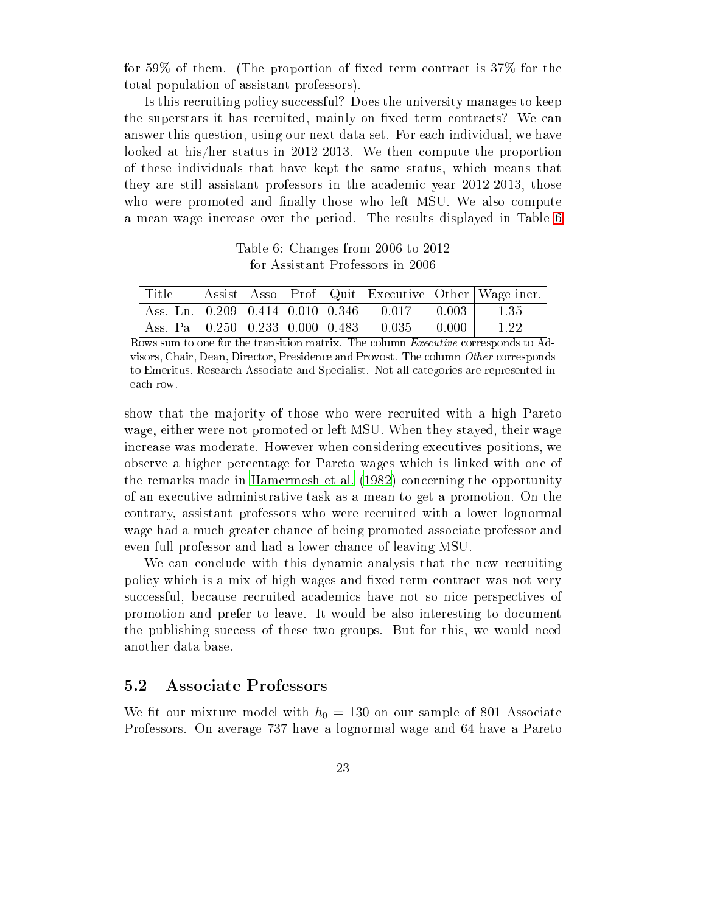for 59% of them. (The proportion of fixed term contract is 37% for the total population of assistant professors).

Is this recruiting policy successful? Does the university manages to keep the superstars it has recruited, mainly on fixed term contracts? We can answer this question, using our next data set. For each individual, we have looked at his/her status in 2012-2013. We then compute the proportion of these individuals that have kept the same status, which means that they are still assistant professors in the academic year 2012-2013, those who were promoted and finally those who left MSU. We also compute a mean wage increase over the period. The results displayed in Table 6

Table 6: Changes from 2006 to 2012
for Assistant Professors in 2006

| Title | Assist | Asso | Prof | Quit | Executive | Other | Wage incr. |
|---|---|---|---|---|---|---|---|
| Ass. Ln. | 0.209 | 0.414 | 0.010 | 0.346 | 0.017 | 0.003 | 1.35 |
| Ass. Pa | 0.250 | 0.233 | 0.000 | 0.483 | 0.035 | 0.000 | 1.22 |

Rows sum to one for the transition matrix. The column *Executive* corresponds to Advisors, Chair, Dean, Director, Presidence and Provost. The column *Other* corresponds to Emeritus, Research Associate and Specialist. Not all categories are represented in each row.

show that the majority of those who were recruited with a high Pareto wage, either were not promoted or left MSU. When they stayed, their wage increase was moderate. However when considering executives positions, we observe a higher percentage for Pareto wages which is linked with one of the remarks made in Hamermesh et al. (1982) concerning the opportunity of an executive administrative task as a mean to get a promotion. On the contrary, assistant professors who were recruited with a lower lognormal wage had a much greater chance of being promoted associate professor and even full professor and had a lower chance of leaving MSU.

We can conclude with this dynamic analysis that the new recruiting policy which is a mix of high wages and fixed term contract was not very successful, because recruited academics have not so nice perspectives of promotion and prefer to leave. It would be also interesting to document the publishing success of these two groups. But for this, we would need another data base.

## 5.2 Associate Professors

We fit our mixture model with $h_0 = 130$ on our sample of 801 Associate Professors. On average 737 have a lognormal wage and 64 have a Pareto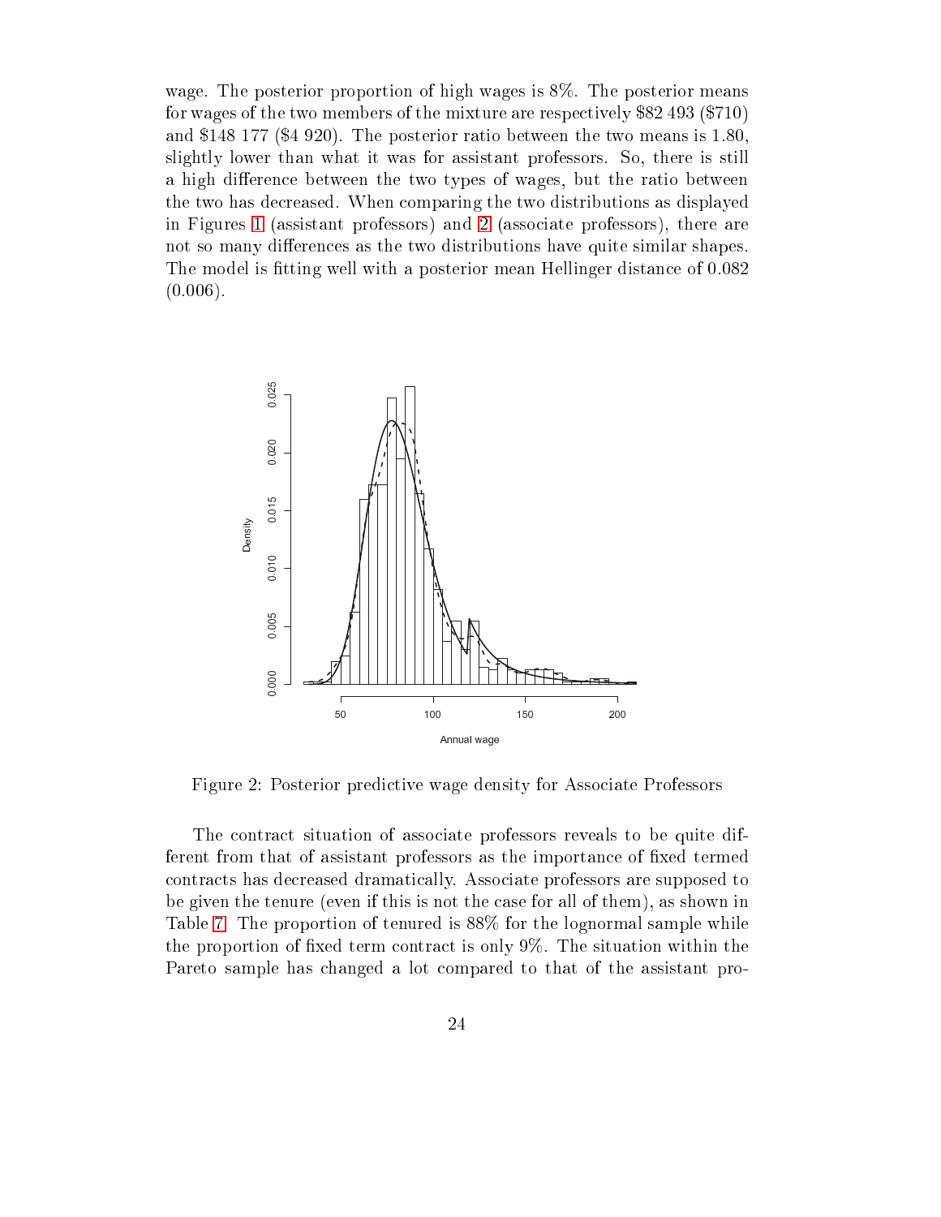wage. The posterior proportion of high wages is 8%. The posterior means for wages of the two members of the mixture are respectively \$82 493 (\$710) and \$148 177 (\$4 920). The posterior ratio between the two means is 1.80, slightly lower than what it was for assistant professors. So, there is still a high difference between the two types of wages, but the ratio between the two has decreased. When comparing the two distributions as displayed in Figures 1 (assistant professors) and 2 (associate professors), there are not so many differences as the two distributions have quite similar shapes. The model is fitting well with a posterior mean Hellinger distance of 0.082 (0.006).

Figure 2: Posterior predictive wage density for Associate Professors

The contract situation of associate professors reveals to be quite different from that of assistant professors as the importance of fixed termed contracts has decreased dramatically. Associate professors are supposed to be given the tenure (even if this is not the case for all of them), as shown in Table 7. The proportion of tenured is 88% for the lognormal sample while the proportion of fixed term contract is only 9%. The situation within the Pareto sample has changed a lot compared to that of the assistant pro-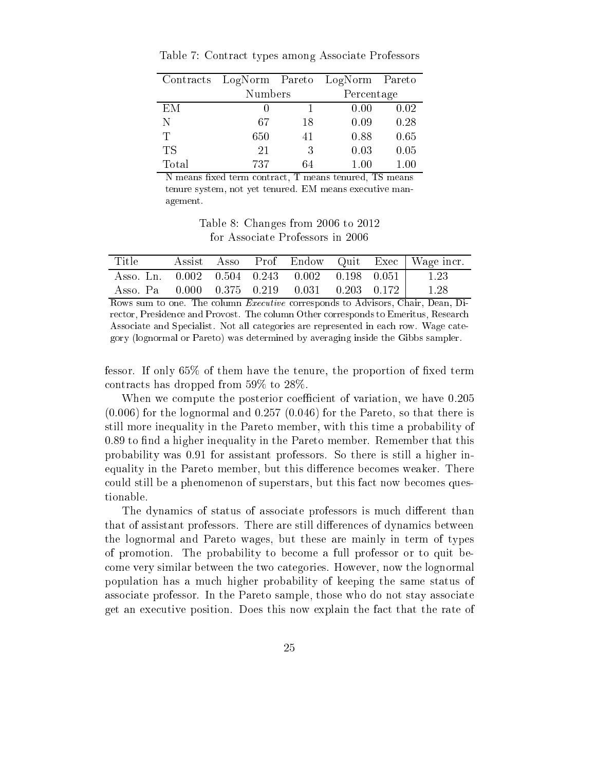Table 7: Contract types among Associate Professors

| Contracts | LogNorm | Pareto | LogNorm | Pareto |
|---|---|---|---|---|
| | Numbers | | Percentage | |
| EM | 0 | 1 | 0.00 | 0.02 |
| N | 67 | 18 | 0.09 | 0.28 |
| T | 650 | 41 | 0.88 | 0.65 |
| TS | 21 | 3 | 0.03 | 0.05 |
| Total | 737 | 64 | 1.00 | 1.00 |

N means fixed term contract, T means tenured, TS means tenure system, not yet tenured. EM means executive management.

Table 8: Changes from 2006 to 2012 for Associate Professors in 2006

| Title | Assist | Asso | Prof | Endow | Quit | Exec | Wage incr. |
|---|---|---|---|---|---|---|---|
| Asso. Ln. | 0.002 | 0.504 | 0.243 | 0.002 | 0.198 | 0.051 | 1.23 |
| Asso. Pa | 0.000 | 0.375 | 0.219 | 0.031 | 0.203 | 0.172 | 1.28 |

Rows sum to one. The column *Executive* corresponds to Advisors, Chair, Dean, Director, Presidence and Provost. The column Other corresponds to Emeritus, Research Associate and Specialist. Not all categories are represented in each row. Wage category (lognormal or Pareto) was determined by averaging inside the Gibbs sampler.

fessor. If only 65% of them have the tenure, the proportion of fixed term contracts has dropped from 59% to 28%.

When we compute the posterior coefficient of variation, we have 0.205 (0.006) for the lognormal and 0.257 (0.046) for the Pareto, so that there is still more inequality in the Pareto member, with this time a probability of 0.89 to find a higher inequality in the Pareto member. Remember that this probability was 0.91 for assistant professors. So there is still a higher inequality in the Pareto member, but this difference becomes weaker. There could still be a phenomenon of superstars, but this fact now becomes questionable.

The dynamics of status of associate professors is much different than that of assistant professors. There are still differences of dynamics between the lognormal and Pareto wages, but these are mainly in term of types of promotion. The probability to become a full professor or to quit become very similar between the two categories. However, now the lognormal population has a much higher probability of keeping the same status of associate professor. In the Pareto sample, those who do not stay associate get an executive position. Does this now explain the fact that the rate of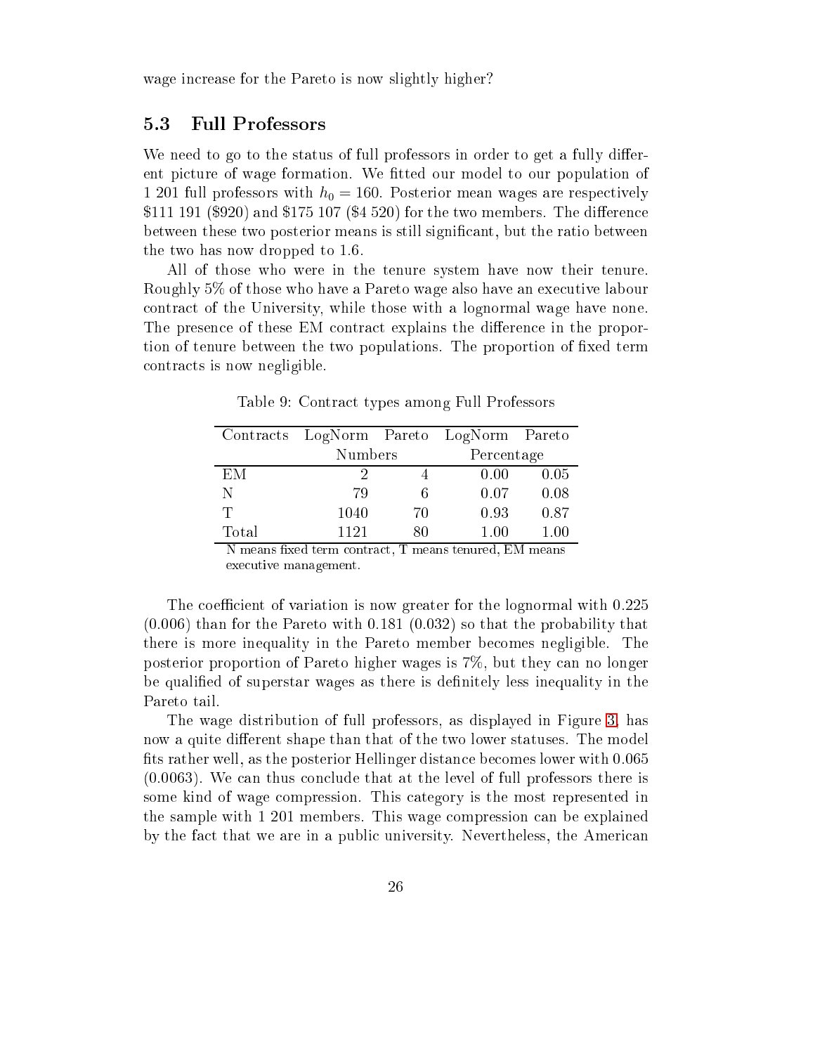wage increase for the Pareto is now slightly higher?

### 5.3 Full Professors

We need to go to the status of full professors in order to get a fully different picture of wage formation. We fitted our model to our population of 1 201 full professors with $h_0 = 160$. Posterior mean wages are respectively \$111 191 (\$920) and \$175 107 (\$4 520) for the two members. The difference between these two posterior means is still significant, but the ratio between the two has now dropped to 1.6.

All of those who were in the tenure system have now their tenure. Roughly 5% of those who have a Pareto wage also have an executive labour contract of the University, while those with a lognormal wage have none. The presence of these EM contract explains the difference in the proportion of tenure between the two populations. The proportion of fixed term contracts is now negligible.

Table 9: Contract types among Full Professors

| Contracts | LogNorm | Pareto | LogNorm | Pareto |
|---|---|---|---|---|
| | Numbers | | Percentage | |
| EM | 2 | 4 | 0.00 | 0.05 |
| N | 79 | 6 | 0.07 | 0.08 |
| T | 1040 | 70 | 0.93 | 0.87 |
| Total | 1121 | 80 | 1.00 | 1.00 |

N means fixed term contract, T means tenured, EM means executive management.

The coefficient of variation is now greater for the lognormal with 0.225 (0.006) than for the Pareto with 0.181 (0.032) so that the probability that there is more inequality in the Pareto member becomes negligible. The posterior proportion of Pareto higher wages is 7%, but they can no longer be qualified of superstar wages as there is definitely less inequality in the Pareto tail.

The wage distribution of full professors, as displayed in Figure 3, has now a quite different shape than that of the two lower statuses. The model fits rather well, as the posterior Hellinger distance becomes lower with 0.065 (0.0063). We can thus conclude that at the level of full professors there is some kind of wage compression. This category is the most represented in the sample with 1 201 members. This wage compression can be explained by the fact that we are in a public university. Nevertheless, the American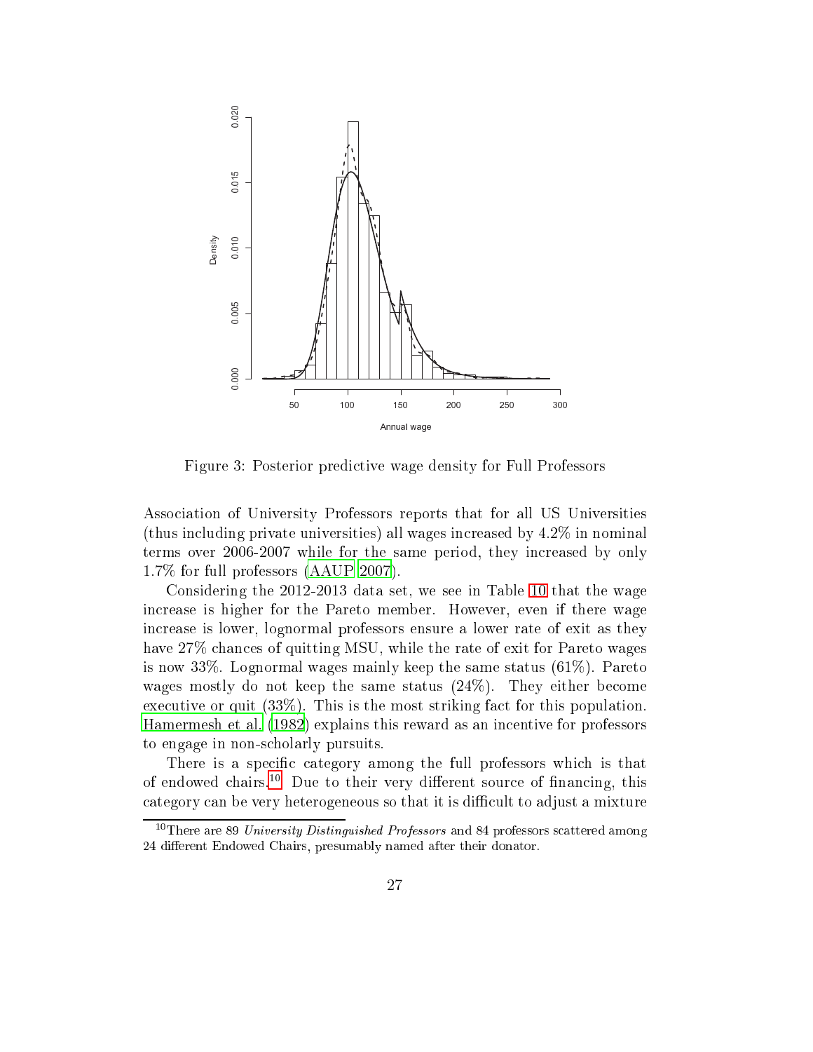Figure 3: Posterior predictive wage density for Full Professors

Association of University Professors reports that for all US Universities (thus including private universities) all wages increased by 4.2% in nominal terms over 2006-2007 while for the same period, they increased by only 1.7% for full professors (AAUP 2007).

Considering the 2012-2013 data set, we see in Table 10 that the wage increase is higher for the Pareto member. However, even if there wage increase is lower, lognormal professors ensure a lower rate of exit as they have 27% chances of quitting MSU, while the rate of exit for Pareto wages is now 33%. Lognormal wages mainly keep the same status (61%). Pareto wages mostly do not keep the same status (24%). They either become executive or quit (33%). This is the most striking fact for this population. Hamermesh et al. (1982) explains this reward as an incentive for professors to engage in non-scholarly pursuits.

There is a specific category among the full professors which is that of endowed chairs.[10] Due to their very different source of financing, this category can be very heterogeneous so that it is difficult to adjust a mixture

[10] There are 89 *University Distinguished Professors* and 84 professors scattered among 24 different Endowed Chairs, presumably named after their donator.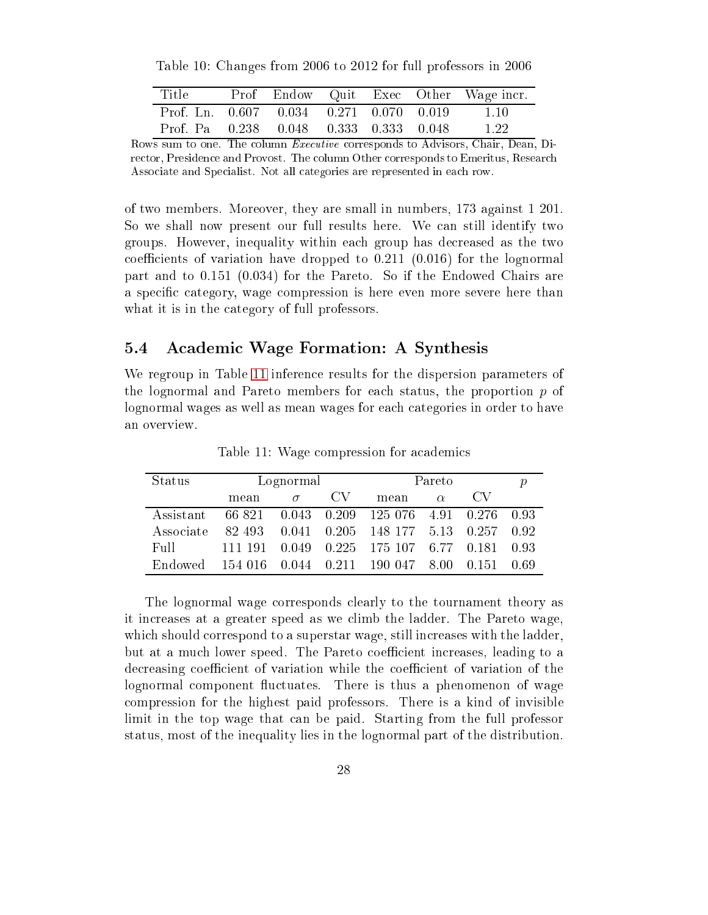Table 10: Changes from 2006 to 2012 for full professors in 2006

| Title | Prof | Endow | Quit | Exec | Other | Wage incr. |
|---|---|---|---|---|---|---|
| Prof. Ln. | 0.607 | 0.034 | 0.271 | 0.070 | 0.019 | 1.10 |
| Prof. Pa | 0.238 | 0.048 | 0.333 | 0.333 | 0.048 | 1.22 |

Rows sum to one. The column *Executive* corresponds to Advisors, Chair, Dean, Director, Presidence and Provost. The column Other corresponds to Emeritus, Research Associate and Specialist. Not all categories are represented in each row.

of two members. Moreover, they are small in numbers, 173 against 1 201. So we shall now present our full results here. We can still identify two groups. However, inequality within each group has decreased as the two coefficients of variation have dropped to 0.211 (0.016) for the lognormal part and to 0.151 (0.034) for the Pareto. So if the Endowed Chairs are a specific category, wage compression is here even more severe here than what it is in the category of full professors.

## 5.4 Academic Wage Formation: A Synthesis

We regroup in Table 11 inference results for the dispersion parameters of the lognormal and Pareto members for each status, the proportion $p$ of lognormal wages as well as mean wages for each categories in order to have an overview.

Table 11: Wage compression for academics

| Status | Lognormal | | | Pareto | | | $p$ |
|---|---|---|---|---|---|---|---|
| | mean | $\sigma$ | CV | mean | $\alpha$ | CV | |
| Assistant | 66 821 | 0.043 | 0.209 | 125 076 | 4.91 | 0.276 | 0.93 |
| Associate | 82 493 | 0.041 | 0.205 | 148 177 | 5.13 | 0.257 | 0.92 |
| Full | 111 191 | 0.049 | 0.225 | 175 107 | 6.77 | 0.181 | 0.93 |
| Endowed | 154 016 | 0.044 | 0.211 | 190 047 | 8.00 | 0.151 | 0.69 |

The lognormal wage corresponds clearly to the tournament theory as it increases at a greater speed as we climb the ladder. The Pareto wage, which should correspond to a superstar wage, still increases with the ladder, but at a much lower speed. The Pareto coefficient increases, leading to a decreasing coefficient of variation while the coefficient of variation of the lognormal component fluctuates. There is thus a phenomenon of wage compression for the highest paid professors. There is a kind of invisible limit in the top wage that can be paid. Starting from the full professor status, most of the inequality lies in the lognormal part of the distribution.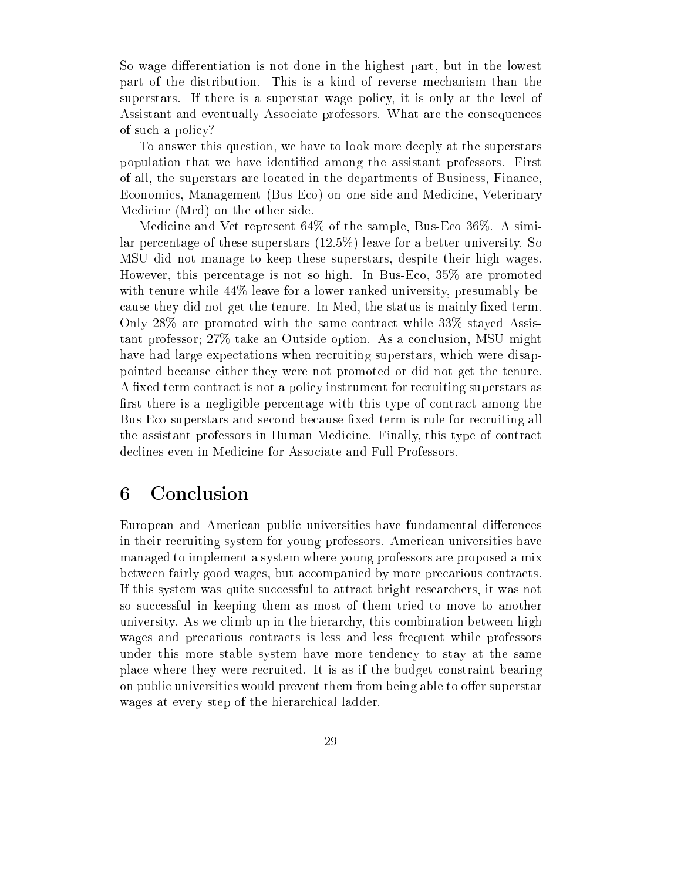So wage differentiation is not done in the highest part, but in the lowest part of the distribution. This is a kind of reverse mechanism than the superstars. If there is a superstar wage policy, it is only at the level of Assistant and eventually Associate professors. What are the consequences of such a policy?

To answer this question, we have to look more deeply at the superstars population that we have identified among the assistant professors. First of all, the superstars are located in the departments of Business, Finance, Economics, Management (Bus-Eco) on one side and Medicine, Veterinary Medicine (Med) on the other side.

Medicine and Vet represent 64% of the sample, Bus-Eco 36%. A similar percentage of these superstars (12.5%) leave for a better university. So MSU did not manage to keep these superstars, despite their high wages. However, this percentage is not so high. In Bus-Eco, 35% are promoted with tenure while 44% leave for a lower ranked university, presumably because they did not get the tenure. In Med, the status is mainly fixed term. Only 28% are promoted with the same contract while 33% stayed Assistant professor; 27% take an Outside option. As a conclusion, MSU might have had large expectations when recruiting superstars, which were disappointed because either they were not promoted or did not get the tenure. A fixed term contract is not a policy instrument for recruiting superstars as first there is a negligible percentage with this type of contract among the Bus-Eco superstars and second because fixed term is rule for recruiting all the assistant professors in Human Medicine. Finally, this type of contract declines even in Medicine for Associate and Full Professors.

# 6 Conclusion

European and American public universities have fundamental differences in their recruiting system for young professors. American universities have managed to implement a system where young professors are proposed a mix between fairly good wages, but accompanied by more precarious contracts. If this system was quite successful to attract bright researchers, it was not so successful in keeping them as most of them tried to move to another university. As we climb up in the hierarchy, this combination between high wages and precarious contracts is less and less frequent while professors under this more stable system have more tendency to stay at the same place where they were recruited. It is as if the budget constraint bearing on public universities would prevent them from being able to offer superstar wages at every step of the hierarchical ladder.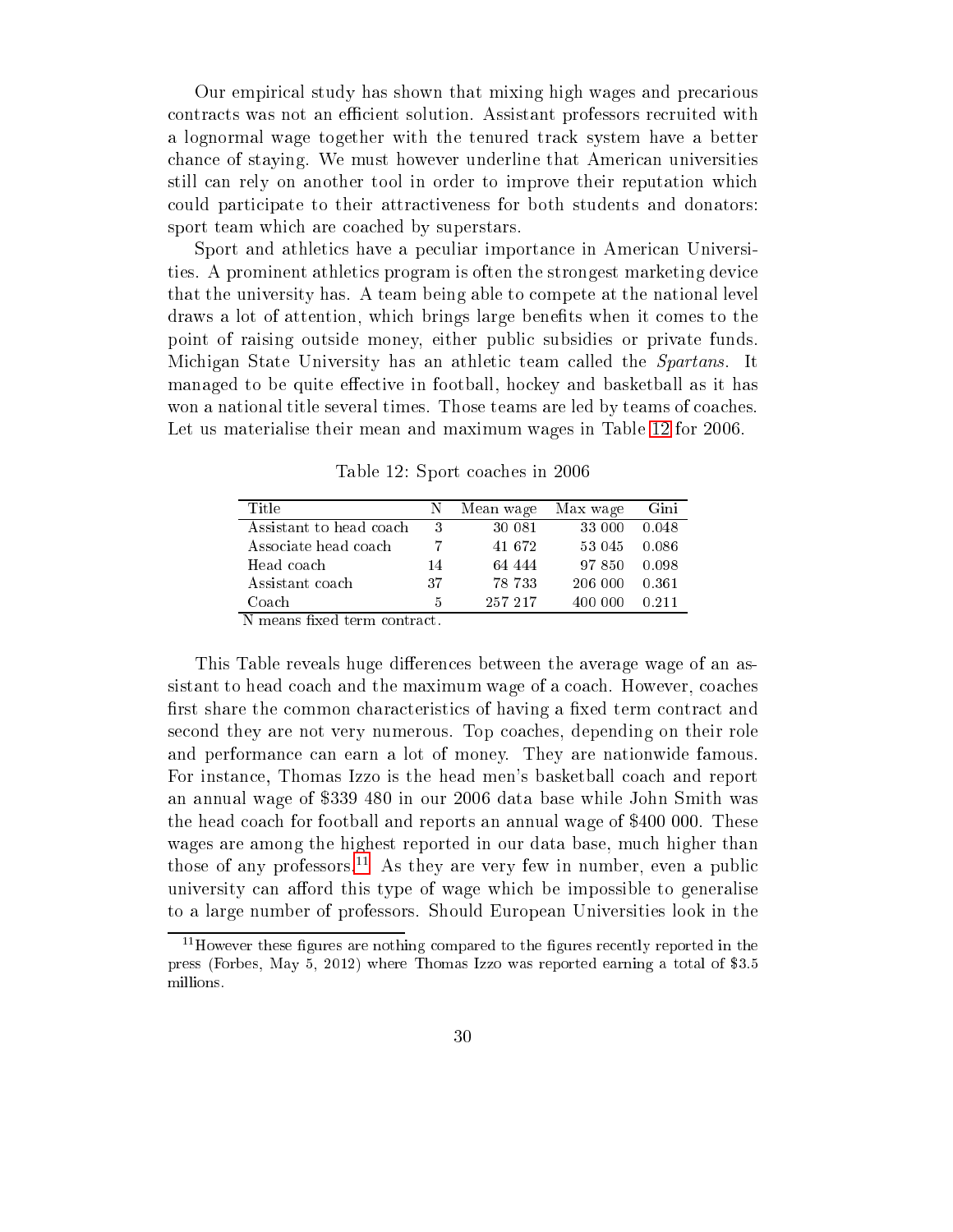Our empirical study has shown that mixing high wages and precarious contracts was not an efficient solution. Assistant professors recruited with a lognormal wage together with the tenured track system have a better chance of staying. We must however underline that American universities still can rely on another tool in order to improve their reputation which could participate to their attractiveness for both students and donators: sport team which are coached by superstars.

Sport and athletics have a peculiar importance in American Universities. A prominent athletics program is often the strongest marketing device that the university has. A team being able to compete at the national level draws a lot of attention, which brings large benefits when it comes to the point of raising outside money, either public subsidies or private funds. Michigan State University has an athletic team called the *Spartans*. It managed to be quite effective in football, hockey and basketball as it has won a national title several times. Those teams are led by teams of coaches. Let us materialise their mean and maximum wages in Table 12 for 2006.

Table 12: Sport coaches in 2006

| Title | N | Mean wage | Max wage | Gini |
|---|---|---|---|---|
| Assistant to head coach | 3 | 30 081 | 33 000 | 0.048 |
| Associate head coach | 7 | 41 672 | 53 045 | 0.086 |
| Head coach | 14 | 64 444 | 97 850 | 0.098 |
| Assistant coach | 37 | 78 733 | 206 000 | 0.361 |
| Coach | 5 | 257 217 | 400 000 | 0.211 |

N means fixed term contract.

This Table reveals huge differences between the average wage of an assistant to head coach and the maximum wage of a coach. However, coaches first share the common characteristics of having a fixed term contract and second they are not very numerous. Top coaches, depending on their role and performance can earn a lot of money. They are nationwide famous. For instance, Thomas Izzo is the head men's basketball coach and report an annual wage of \$339 480 in our 2006 data base while John Smith was the head coach for football and reports an annual wage of \$400 000. These wages are among the highest reported in our data base, much higher than those of any professors.[11] As they are very few in number, even a public university can afford this type of wage which be impossible to generalise to a large number of professors. Should European Universities look in the

[11] However these figures are nothing compared to the figures recently reported in the press (Forbes, May 5, 2012) where Thomas Izzo was reported earning a total of \$3.5 millions.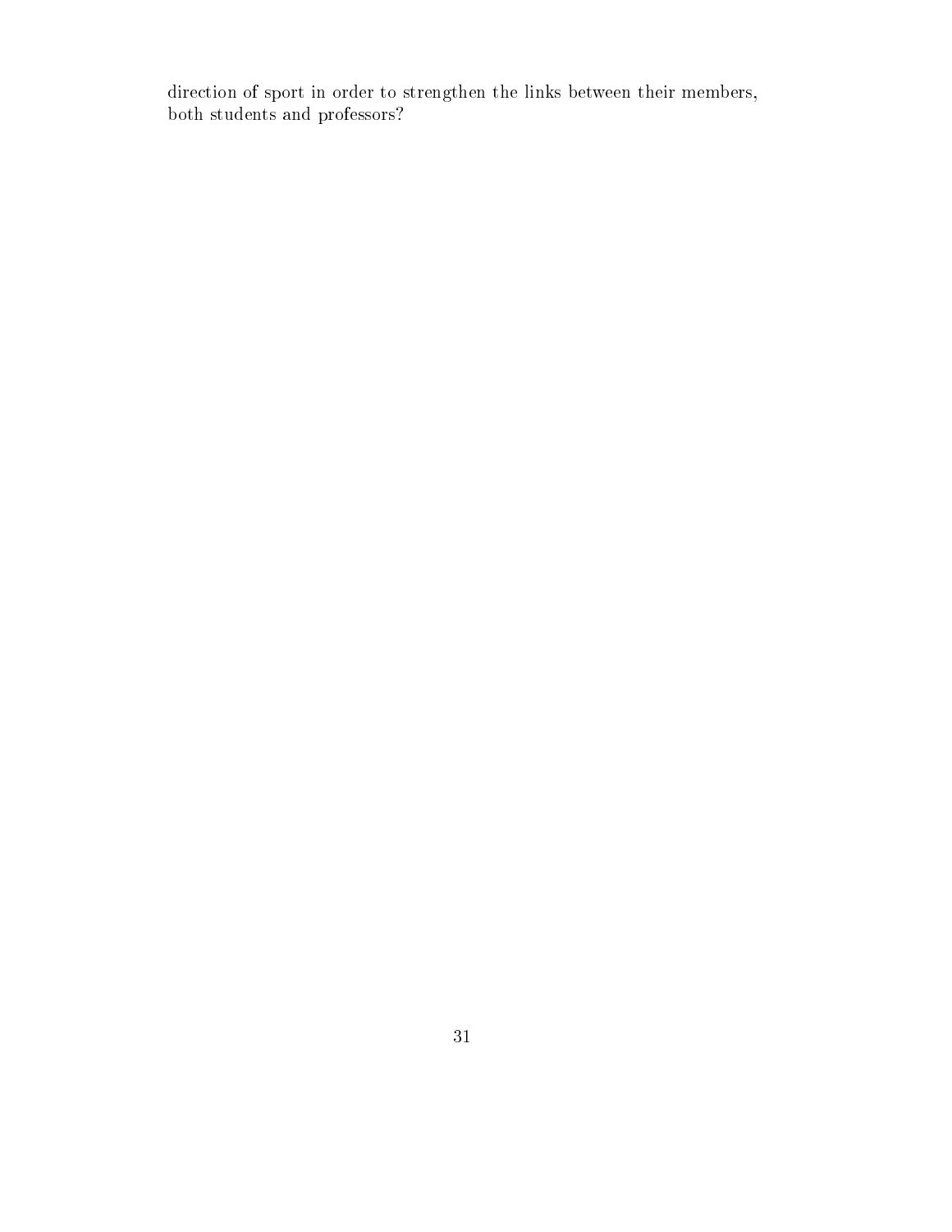direction of sport in order to strengthen the links between their members, both students and professors?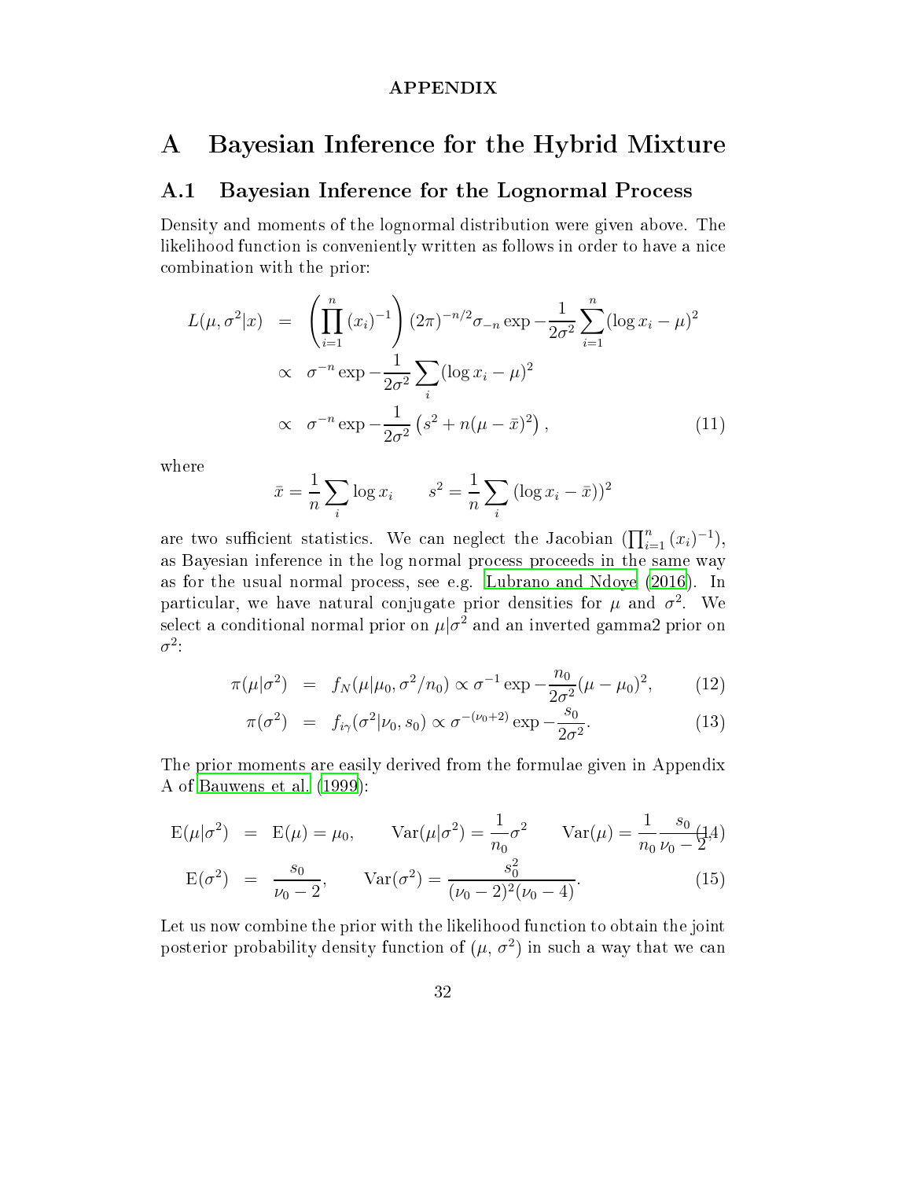# APPENDIX

# A Bayesian Inference for the Hybrid Mixture

## A.1 Bayesian Inference for the Lognormal Process

Density and moments of the lognormal distribution were given above. The likelihood function is conveniently written as follows in order to have a nice combination with the prior:

$$
\begin{aligned}
L(\mu, \sigma^2|x) &= \left(\prod_{i=1}^{n}(x_i)^{-1}\right)(2\pi)^{-n/2}\sigma_{-n}\exp -\frac{1}{2\sigma^2}\sum_{i=1}^{n}(\log x_i-\mu)^2 \\
&\propto \sigma^{-n}\exp -\frac{1}{2\sigma^2}\sum_{i}(\log x_i-\mu)^2 \\
&\propto \sigma^{-n}\exp -\frac{1}{2\sigma^2}\left(s^2+n(\mu-\bar{x})^2\right), \qquad (11)
\end{aligned}
$$

where

$$
\bar{x}=\frac{1}{n}\sum_{i}\log x_i \qquad s^2=\frac{1}{n}\sum_{i}\left(\log x_i-\bar{x})\right)^2
$$

are two sufficient statistics. We can neglect the Jacobian ($\prod_{i=1}^{n}(x_i)^{-1}$), as Bayesian inference in the log normal process proceeds in the same way as for the usual normal process, see e.g. Lubrano and Ndoye (2016). In particular, we have natural conjugate prior densities for $\mu$ and $\sigma^2$. We select a conditional normal prior on $\mu|\sigma^2$ and an inverted gamma2 prior on $\sigma^2$:

$$
\begin{aligned}
\pi(\mu|\sigma^2) &= f_N(\mu|\mu_0,\sigma^2/n_0)\propto\sigma^{-1}\exp -\frac{n_0}{2\sigma^2}(\mu-\mu_0)^2, \qquad (12)\\
\pi(\sigma^2) &= f_{i\gamma}(\sigma^2|\nu_0,s_0)\propto\sigma^{-(\nu_0+2)}\exp -\frac{s_0}{2\sigma^2}. \qquad (13)
\end{aligned}
$$

The prior moments are easily derived from the formulae given in Appendix A of Bauwens et al. (1999):

$$
\begin{aligned}
\mathrm{E}(\mu|\sigma^2) &= \mathrm{E}(\mu)=\mu_0, \qquad \mathrm{Var}(\mu|\sigma^2)=\frac{1}{n_0}\sigma^2 \qquad \mathrm{Var}(\mu)=\frac{1}{n_0}\frac{s_0}{\nu_0-2}, \qquad (14)\\
\mathrm{E}(\sigma^2) &= \frac{s_0}{\nu_0-2}, \qquad \mathrm{Var}(\sigma^2)=\frac{s_0^2}{(\nu_0-2)^2(\nu_0-4)}. \qquad (15)
\end{aligned}
$$

Let us now combine the prior with the likelihood function to obtain the joint posterior probability density function of ($\mu$, $\sigma^2$) in such a way that we can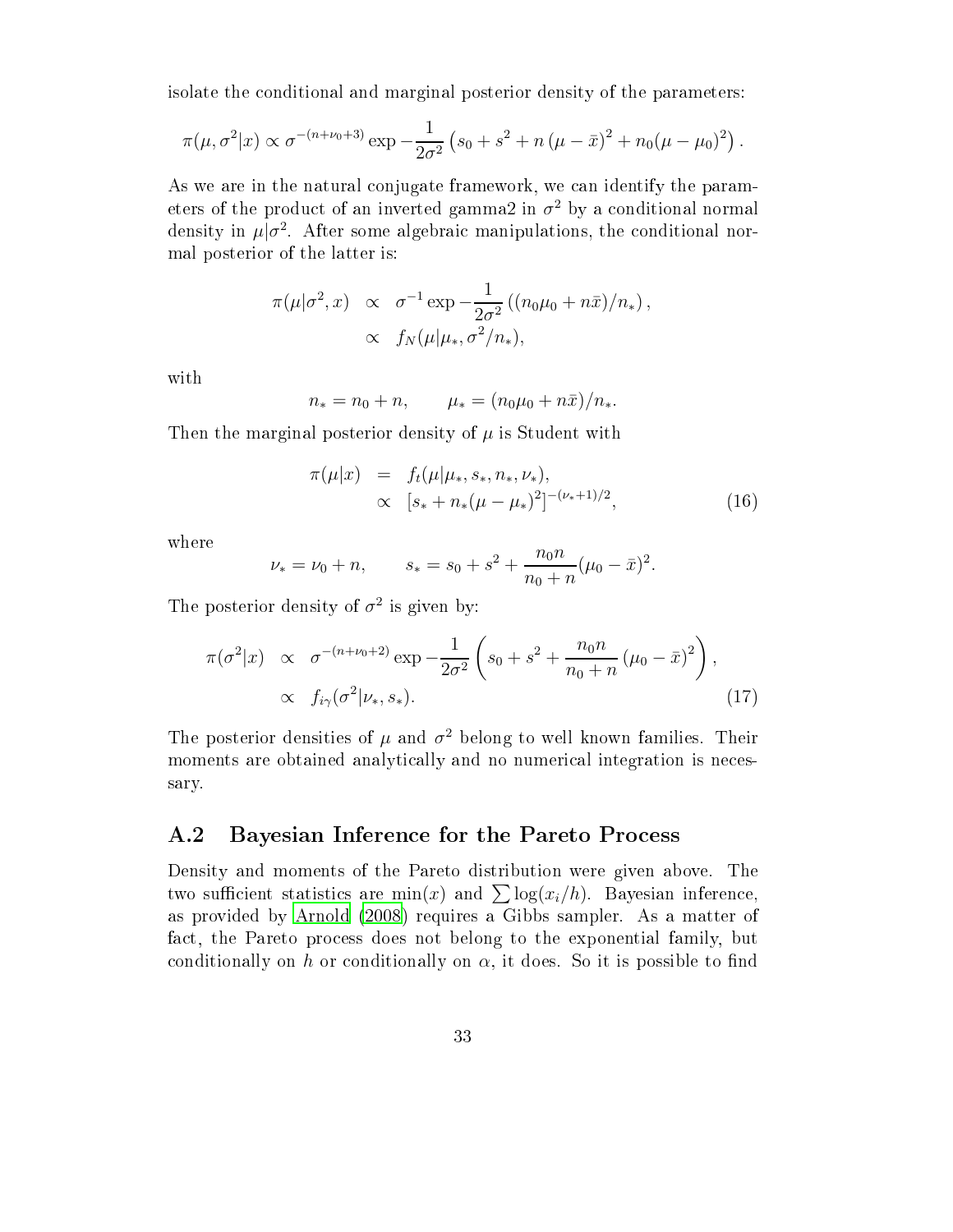isolate the conditional and marginal posterior density of the parameters:

$$\pi(\mu, \sigma^2|x) \propto \sigma^{-(n+\nu_0+3)} \exp -\frac{1}{2\sigma^2}\left(s_0 + s^2 + n\left(\mu - \bar{x}\right)^2 + n_0(\mu - \mu_0)^2\right).$$

As we are in the natural conjugate framework, we can identify the parameters of the product of an inverted gamma2 in $\sigma^2$ by a conditional normal density in $\mu|\sigma^2$. After some algebraic manipulations, the conditional normal posterior of the latter is:

$$\begin{aligned}
\pi(\mu|\sigma^2, x) &\propto \sigma^{-1} \exp -\frac{1}{2\sigma^2}\left((n_0\mu_0 + n\bar{x})/n_*\right), \\
&\propto f_N(\mu|\mu_*, \sigma^2/n_*),
\end{aligned}$$

with

$$n_* = n_0 + n, \qquad \mu_* = (n_0\mu_0 + n\bar{x})/n_*.$$

Then the marginal posterior density of $\mu$ is Student with

$$\begin{aligned}
\pi(\mu|x) &= f_t(\mu|\mu_*, s_*, n_*, \nu_*), \\
&\propto [s_* + n_*(\mu - \mu_*)^2]^{-(\nu_*+1)/2}, \qquad (16)
\end{aligned}$$

where

$$\nu_* = \nu_0 + n, \qquad s_* = s_0 + s^2 + \frac{n_0 n}{n_0 + n}(\mu_0 - \bar{x})^2.$$

The posterior density of $\sigma^2$ is given by:

$$\begin{aligned}
\pi(\sigma^2|x) &\propto \sigma^{-(n+\nu_0+2)} \exp -\frac{1}{2\sigma^2}\left(s_0 + s^2 + \frac{n_0 n}{n_0 + n}\left(\mu_0 - \bar{x}\right)^2\right), \\
&\propto f_{i\gamma}(\sigma^2|\nu_*, s_*). \qquad (17)
\end{aligned}$$

The posterior densities of $\mu$ and $\sigma^2$ belong to well known families. Their moments are obtained analytically and no numerical integration is necessary.

## A.2 Bayesian Inference for the Pareto Process

Density and moments of the Pareto distribution were given above. The two sufficient statistics are $\min(x)$ and $\sum \log(x_i/h)$. Bayesian inference, as provided by Arnold (2008) requires a Gibbs sampler. As a matter of fact, the Pareto process does not belong to the exponential family, but conditionally on $h$ or conditionally on $\alpha$, it does. So it is possible to find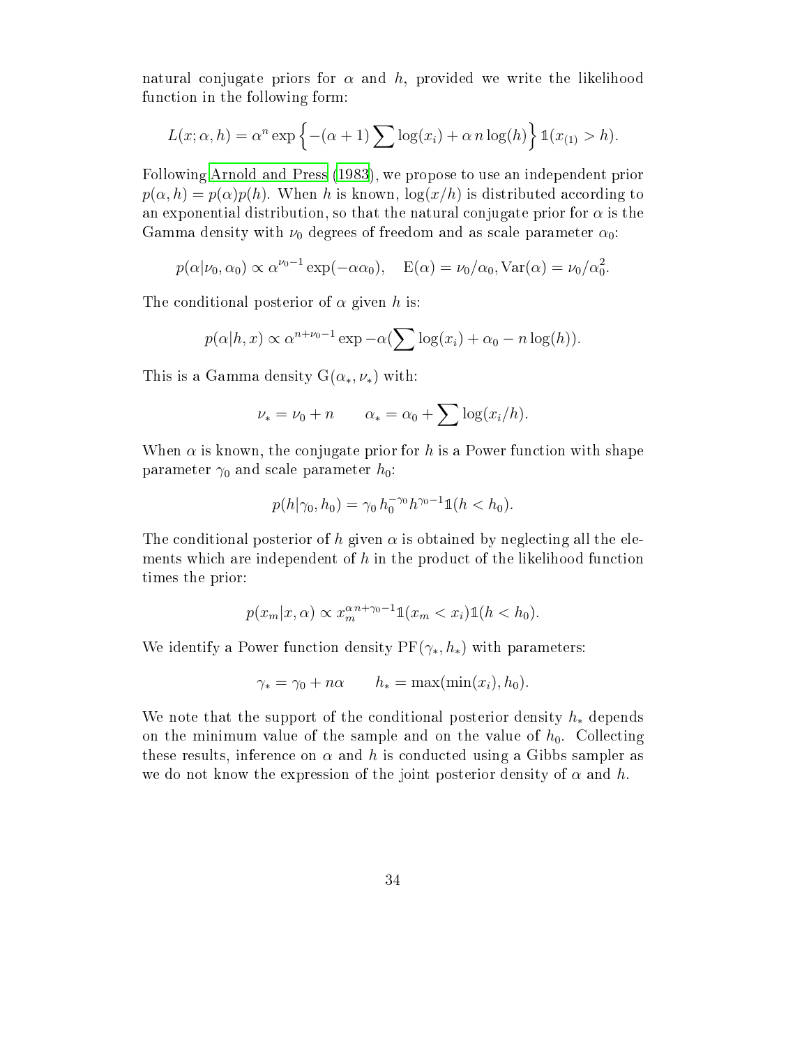natural conjugate priors for $\alpha$ and $h$, provided we write the likelihood function in the following form:

$$L(x;\alpha,h) = \alpha^n \exp\left\{-(\alpha+1)\sum \log(x_i) + \alpha\, n \log(h)\right\} \mathbb{1}(x_{(1)} > h).$$

Following Arnold and Press (1983), we propose to use an independent prior $p(\alpha, h) = p(\alpha)p(h)$. When $h$ is known, $\log(x/h)$ is distributed according to an exponential distribution, so that the natural conjugate prior for $\alpha$ is the Gamma density with $\nu_0$ degrees of freedom and as scale parameter $\alpha_0$:

$$p(\alpha|\nu_0, \alpha_0) \propto \alpha^{\nu_0 - 1} \exp(-\alpha\alpha_0), \quad \mathrm{E}(\alpha) = \nu_0/\alpha_0, \mathrm{Var}(\alpha) = \nu_0/\alpha_0^2.$$

The conditional posterior of $\alpha$ given $h$ is:

$$p(\alpha|h, x) \propto \alpha^{n+\nu_0-1} \exp -\alpha(\sum \log(x_i) + \alpha_0 - n\log(h)).$$

This is a Gamma density $\mathrm{G}(\alpha_*, \nu_*)$ with:

$$\nu_* = \nu_0 + n \qquad \alpha_* = \alpha_0 + \sum \log(x_i/h).$$

When $\alpha$ is known, the conjugate prior for $h$ is a Power function with shape parameter $\gamma_0$ and scale parameter $h_0$:

$$p(h|\gamma_0, h_0) = \gamma_0\, h_0^{-\gamma_0} h^{\gamma_0 - 1} \mathbb{1}(h < h_0).$$

The conditional posterior of $h$ given $\alpha$ is obtained by neglecting all the elements which are independent of $h$ in the product of the likelihood function times the prior:

$$p(x_m|x, \alpha) \propto x_m^{\alpha\, n + \gamma_0 - 1} \mathbb{1}(x_m < x_i) \mathbb{1}(h < h_0).$$

We identify a Power function density $\mathrm{PF}(\gamma_*, h_*)$ with parameters:

$$\gamma_* = \gamma_0 + n\alpha \qquad h_* = \max(\min(x_i), h_0).$$

We note that the support of the conditional posterior density $h_*$ depends on the minimum value of the sample and on the value of $h_0$. Collecting these results, inference on $\alpha$ and $h$ is conducted using a Gibbs sampler as we do not know the expression of the joint posterior density of $\alpha$ and $h$.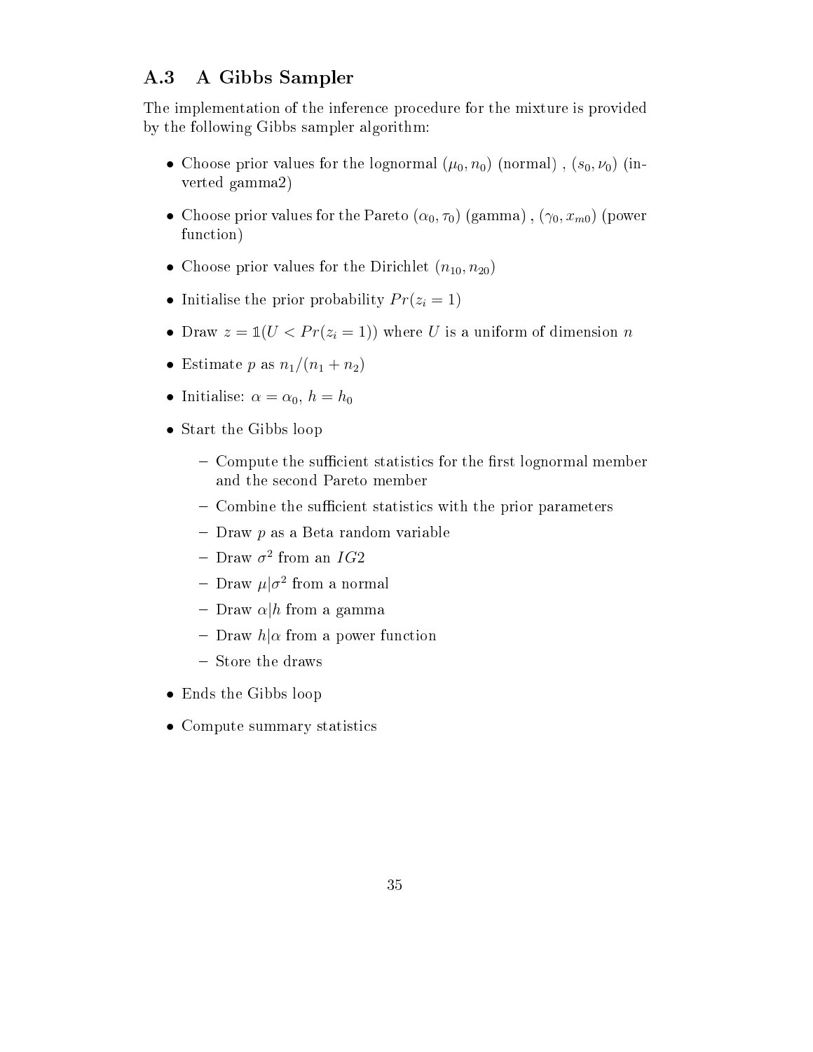## A.3 A Gibbs Sampler

The implementation of the inference procedure for the mixture is provided by the following Gibbs sampler algorithm:

- Choose prior values for the lognormal $(\mu_0, n_0)$ (normal) , $(s_0, \nu_0)$ (inverted gamma2)
- Choose prior values for the Pareto $(\alpha_0, \tau_0)$ (gamma) , $(\gamma_0, x_{m0})$ (power function)
- Choose prior values for the Dirichlet $(n_{10}, n_{20})$
- Initialise the prior probability $Pr(z_i = 1)$
- Draw $z = \mathbb{1}(U < Pr(z_i = 1))$ where $U$ is a uniform of dimension $n$
- Estimate $p$ as $n_1/(n_1 + n_2)$
- Initialise: $\alpha = \alpha_0$, $h = h_0$
- Start the Gibbs loop
  - Compute the sufficient statistics for the first lognormal member and the second Pareto member
  - Combine the sufficient statistics with the prior parameters
  - Draw $p$ as a Beta random variable
  - Draw $\sigma^2$ from an $IG2$
  - Draw $\mu|\sigma^2$ from a normal
  - Draw $\alpha|h$ from a gamma
  - Draw $h|\alpha$ from a power function
  - Store the draws
- Ends the Gibbs loop
- Compute summary statistics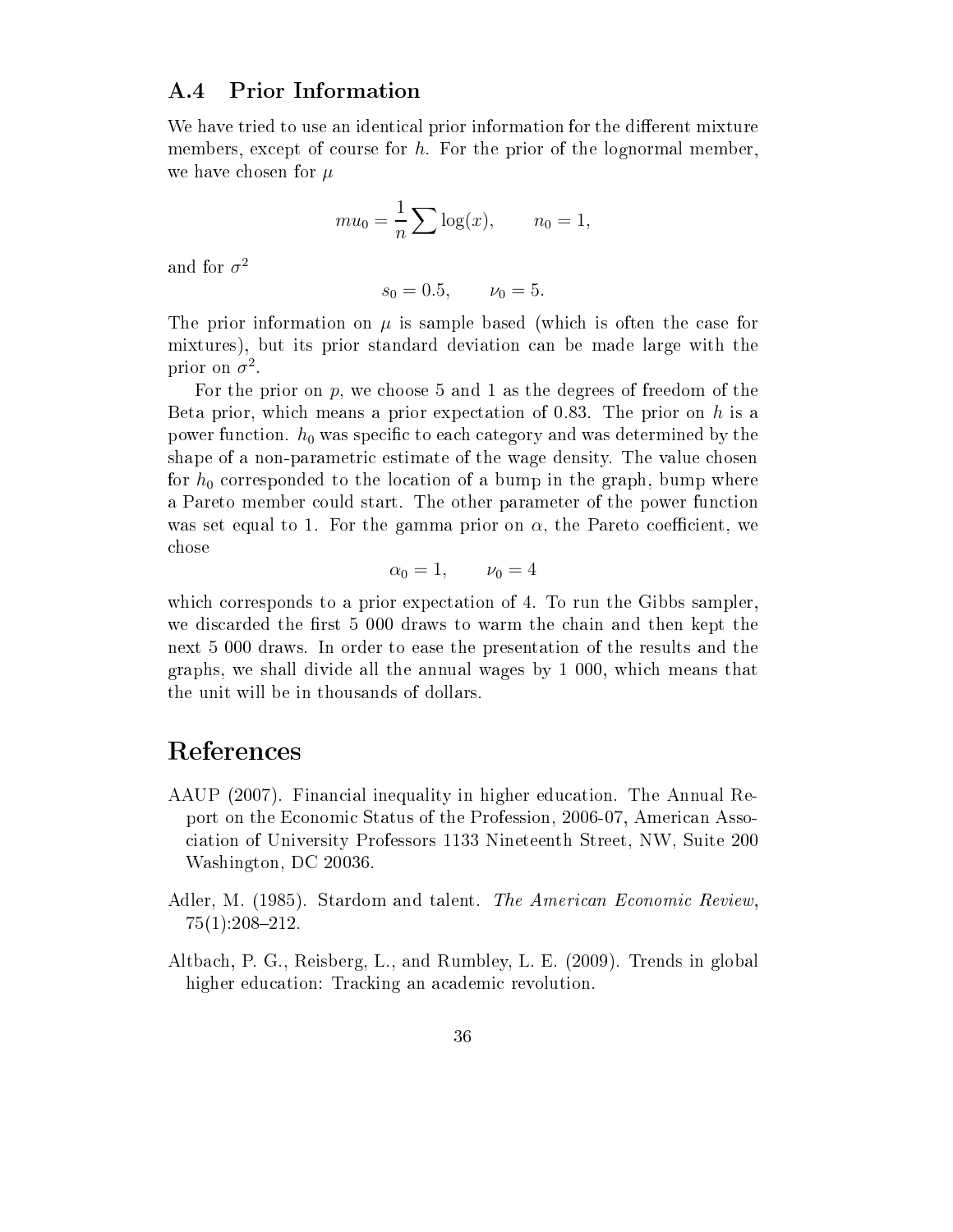### A.4 Prior Information

We have tried to use an identical prior information for the different mixture members, except of course for $h$. For the prior of the lognormal member, we have chosen for $\mu$

$$mu_0 = \frac{1}{n} \sum \log(x), \qquad n_0 = 1,$$

and for $\sigma^2$

$$s_0 = 0.5, \qquad \nu_0 = 5.$$

The prior information on $\mu$ is sample based (which is often the case for mixtures), but its prior standard deviation can be made large with the prior on $\sigma^2$.

For the prior on $p$, we choose 5 and 1 as the degrees of freedom of the Beta prior, which means a prior expectation of 0.83. The prior on $h$ is a power function. $h_0$ was specific to each category and was determined by the shape of a non-parametric estimate of the wage density. The value chosen for $h_0$ corresponded to the location of a bump in the graph, bump where a Pareto member could start. The other parameter of the power function was set equal to 1. For the gamma prior on $\alpha$, the Pareto coefficient, we chose

$$\alpha_0 = 1, \qquad \nu_0 = 4$$

which corresponds to a prior expectation of 4. To run the Gibbs sampler, we discarded the first 5 000 draws to warm the chain and then kept the next 5 000 draws. In order to ease the presentation of the results and the graphs, we shall divide all the annual wages by 1 000, which means that the unit will be in thousands of dollars.

## References

AAUP (2007). Financial inequality in higher education. The Annual Report on the Economic Status of the Profession, 2006-07, American Association of University Professors 1133 Nineteenth Street, NW, Suite 200 Washington, DC 20036.

Adler, M. (1985). Stardom and talent. *The American Economic Review*, 75(1):208–212.

Altbach, P. G., Reisberg, L., and Rumbley, L. E. (2009). Trends in global higher education: Tracking an academic revolution.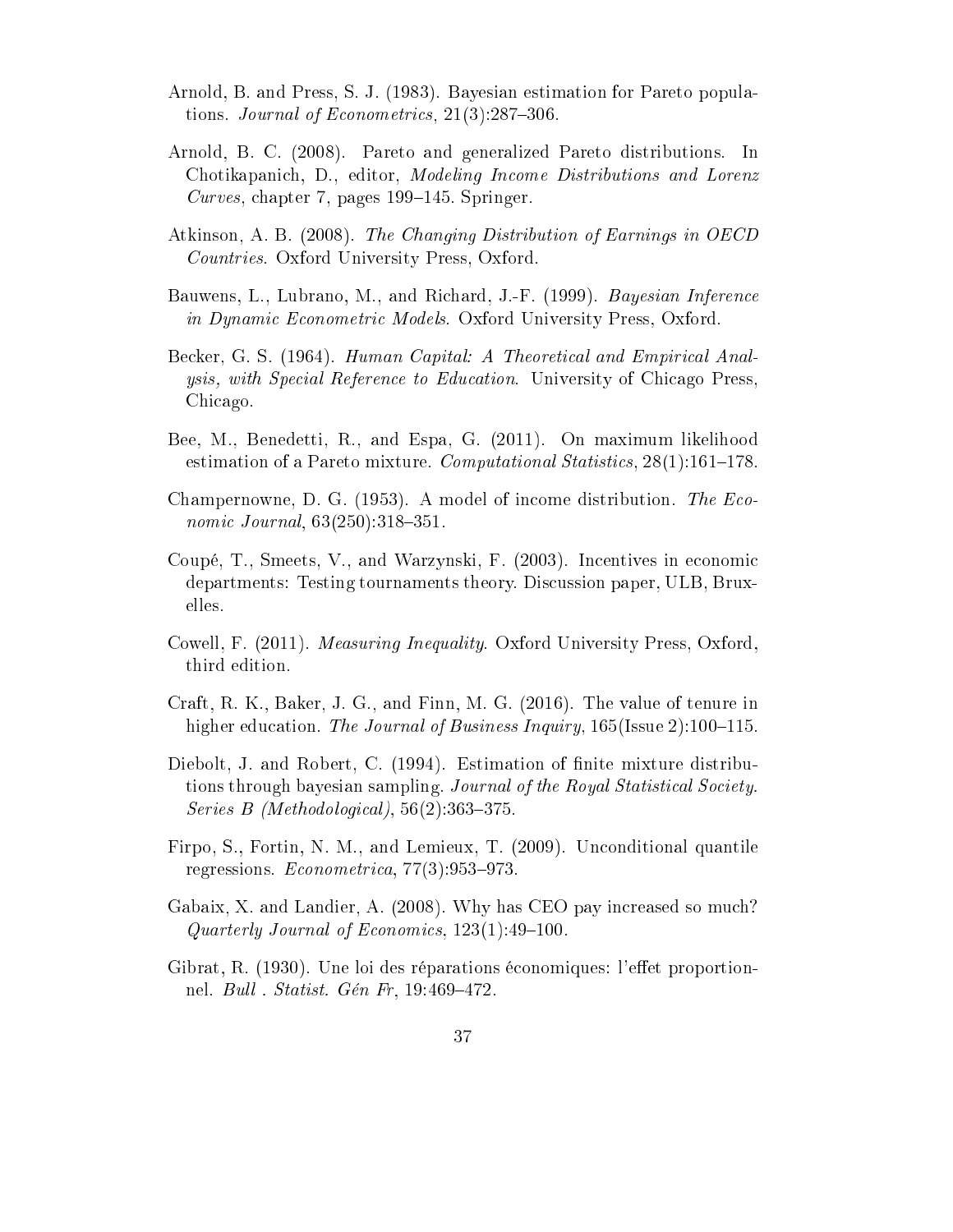Arnold, B. and Press, S. J. (1983). Bayesian estimation for Pareto populations. *Journal of Econometrics*, 21(3):287–306.

Arnold, B. C. (2008). Pareto and generalized Pareto distributions. In Chotikapanich, D., editor, *Modeling Income Distributions and Lorenz Curves*, chapter 7, pages 199–145. Springer.

Atkinson, A. B. (2008). *The Changing Distribution of Earnings in OECD Countries*. Oxford University Press, Oxford.

Bauwens, L., Lubrano, M., and Richard, J.-F. (1999). *Bayesian Inference in Dynamic Econometric Models*. Oxford University Press, Oxford.

Becker, G. S. (1964). *Human Capital: A Theoretical and Empirical Analysis, with Special Reference to Education*. University of Chicago Press, Chicago.

Bee, M., Benedetti, R., and Espa, G. (2011). On maximum likelihood estimation of a Pareto mixture. *Computational Statistics*, 28(1):161–178.

Champernowne, D. G. (1953). A model of income distribution. *The Economic Journal*, 63(250):318–351.

Coupé, T., Smeets, V., and Warzynski, F. (2003). Incentives in economic departments: Testing tournaments theory. Discussion paper, ULB, Bruxelles.

Cowell, F. (2011). *Measuring Inequality*. Oxford University Press, Oxford, third edition.

Craft, R. K., Baker, J. G., and Finn, M. G. (2016). The value of tenure in higher education. *The Journal of Business Inquiry*, 165(Issue 2):100–115.

Diebolt, J. and Robert, C. (1994). Estimation of finite mixture distributions through bayesian sampling. *Journal of the Royal Statistical Society. Series B (Methodological)*, 56(2):363–375.

Firpo, S., Fortin, N. M., and Lemieux, T. (2009). Unconditional quantile regressions. *Econometrica*, 77(3):953–973.

Gabaix, X. and Landier, A. (2008). Why has CEO pay increased so much? *Quarterly Journal of Economics*, 123(1):49–100.

Gibrat, R. (1930). Une loi des réparations économiques: l'effet proportionnel. *Bull . Statist. Gén Fr*, 19:469–472.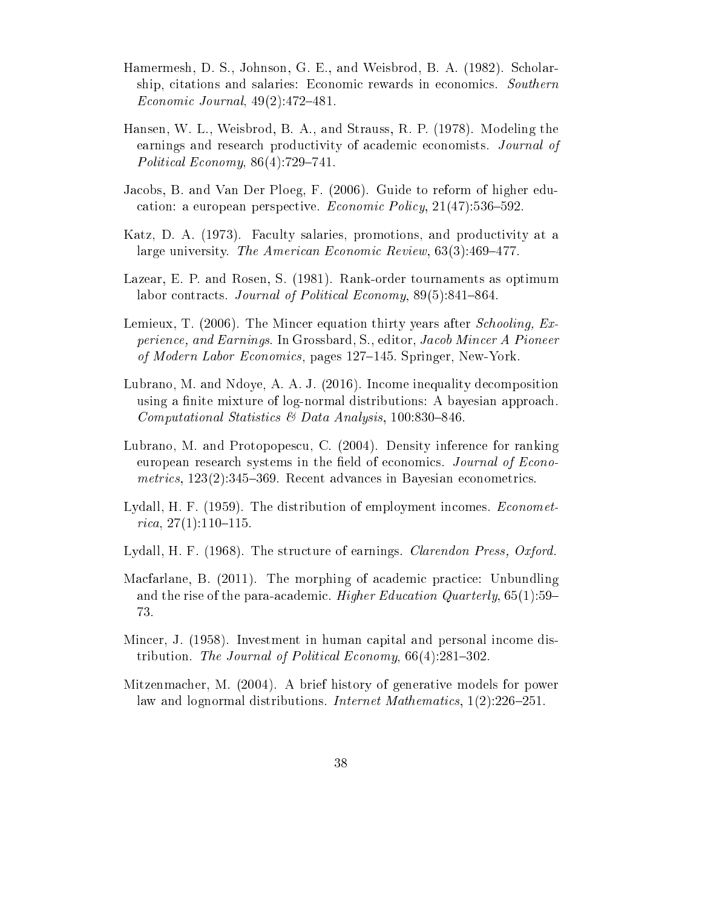Hamermesh, D. S., Johnson, G. E., and Weisbrod, B. A. (1982). Scholarship, citations and salaries: Economic rewards in economics. *Southern Economic Journal*, 49(2):472–481.

Hansen, W. L., Weisbrod, B. A., and Strauss, R. P. (1978). Modeling the earnings and research productivity of academic economists. *Journal of Political Economy*, 86(4):729–741.

Jacobs, B. and Van Der Ploeg, F. (2006). Guide to reform of higher education: a european perspective. *Economic Policy*, 21(47):536–592.

Katz, D. A. (1973). Faculty salaries, promotions, and productivity at a large university. *The American Economic Review*, 63(3):469–477.

Lazear, E. P. and Rosen, S. (1981). Rank-order tournaments as optimum labor contracts. *Journal of Political Economy*, 89(5):841–864.

Lemieux, T. (2006). The Mincer equation thirty years after *Schooling, Experience, and Earnings*. In Grossbard, S., editor, *Jacob Mincer A Pioneer of Modern Labor Economics*, pages 127–145. Springer, New-York.

Lubrano, M. and Ndoye, A. A. J. (2016). Income inequality decomposition using a finite mixture of log-normal distributions: A bayesian approach. *Computational Statistics & Data Analysis*, 100:830–846.

Lubrano, M. and Protopopescu, C. (2004). Density inference for ranking european research systems in the field of economics. *Journal of Econometrics*, 123(2):345–369. Recent advances in Bayesian econometrics.

Lydall, H. F. (1959). The distribution of employment incomes. *Econometrica*, 27(1):110–115.

Lydall, H. F. (1968). The structure of earnings. *Clarendon Press, Oxford.*

Macfarlane, B. (2011). The morphing of academic practice: Unbundling and the rise of the para-academic. *Higher Education Quarterly*, 65(1):59–73.

Mincer, J. (1958). Investment in human capital and personal income distribution. *The Journal of Political Economy*, 66(4):281–302.

Mitzenmacher, M. (2004). A brief history of generative models for power law and lognormal distributions. *Internet Mathematics*, 1(2):226–251.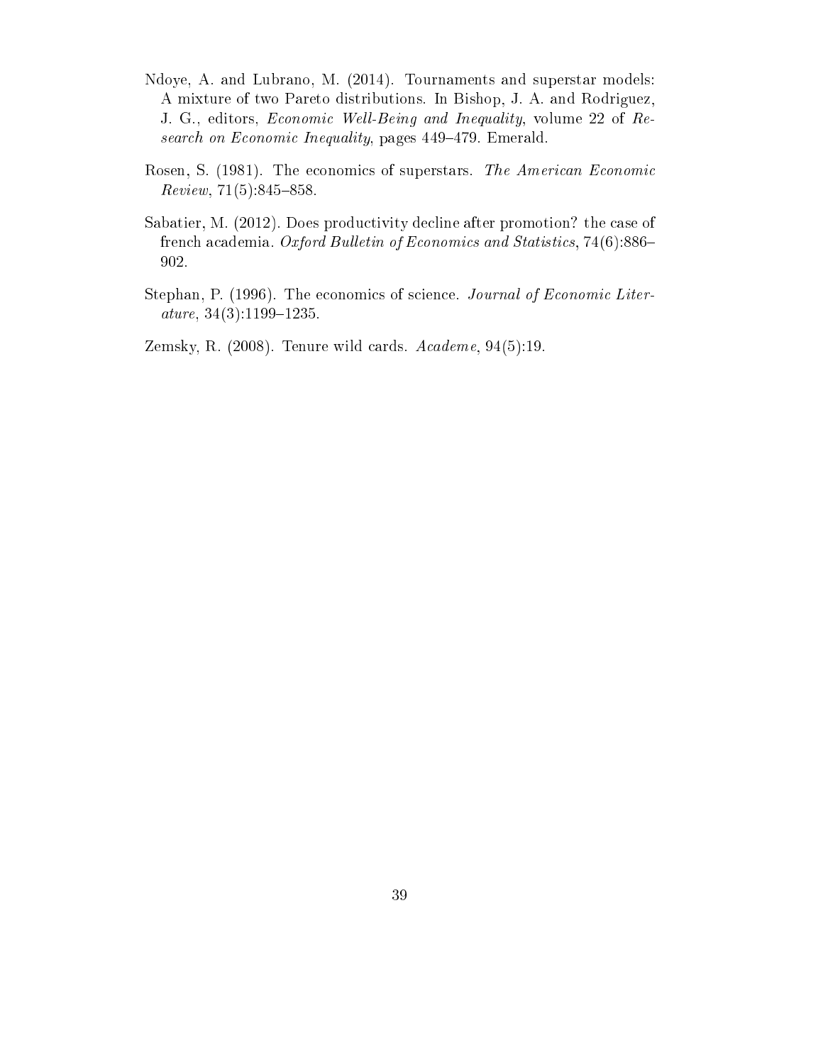Ndoye, A. and Lubrano, M. (2014). Tournaments and superstar models: A mixture of two Pareto distributions. In Bishop, J. A. and Rodriguez, J. G., editors, *Economic Well-Being and Inequality*, volume 22 of *Research on Economic Inequality*, pages 449–479. Emerald.

Rosen, S. (1981). The economics of superstars. *The American Economic Review*, 71(5):845–858.

Sabatier, M. (2012). Does productivity decline after promotion? the case of french academia. *Oxford Bulletin of Economics and Statistics*, 74(6):886–902.

Stephan, P. (1996). The economics of science. *Journal of Economic Literature*, 34(3):1199–1235.

Zemsky, R. (2008). Tenure wild cards. *Academe*, 94(5):19.